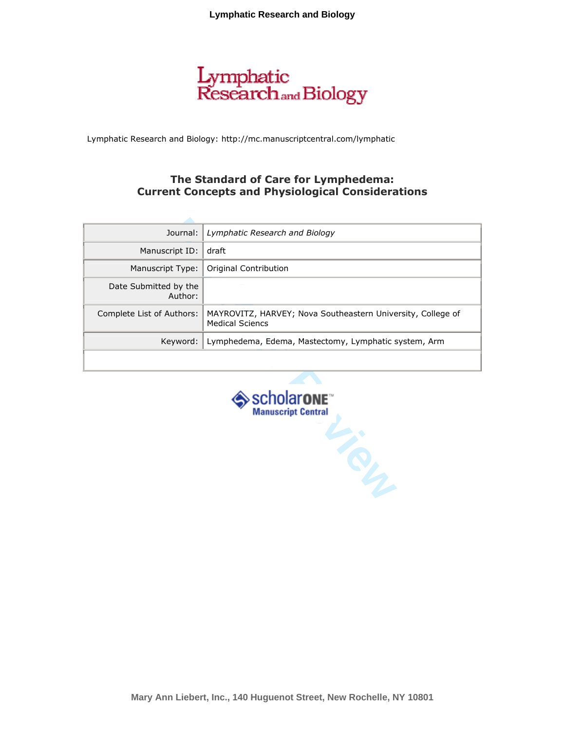Lymphatic Research and Biology: http://mc.manuscriptcentral.com/lymphatic

# The Standard of Care for Lymphedema: Current Concepts and Physiological Considerations

| | |
|---|---|
| Journal: | *Lymphatic Research and Biology* |
| Manuscript ID: | draft |
| Manuscript Type: | Original Contribution |
| Date Submitted by the Author: | |
| Complete List of Authors: | MAYROVITZ, HARVEY; Nova Southeastern University, College of Medical Sciencs |
| Keyword: | Lymphedema, Edema, Mastectomy, Lymphatic system, Arm |

Mary Ann Liebert, Inc., 140 Huguenot Street, New Rochelle, NY 10801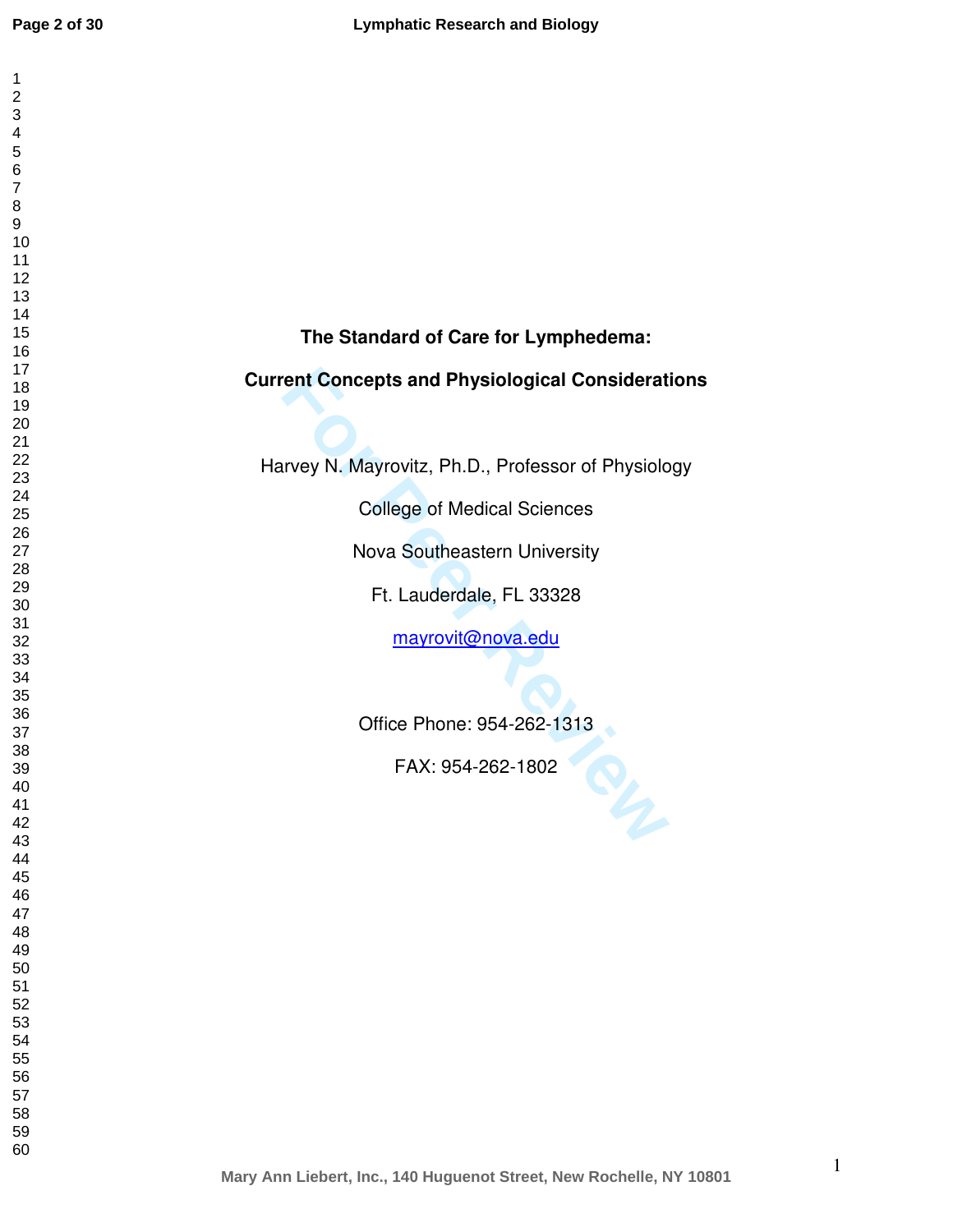# The Standard of Care for Lymphedema:

# Current Concepts and Physiological Considerations

Harvey N. Mayrovitz, Ph.D., Professor of Physiology

College of Medical Sciences

Nova Southeastern University

Ft. Lauderdale, FL 33328

mayrovit@nova.edu

Office Phone: 954-262-1313

FAX: 954-262-1802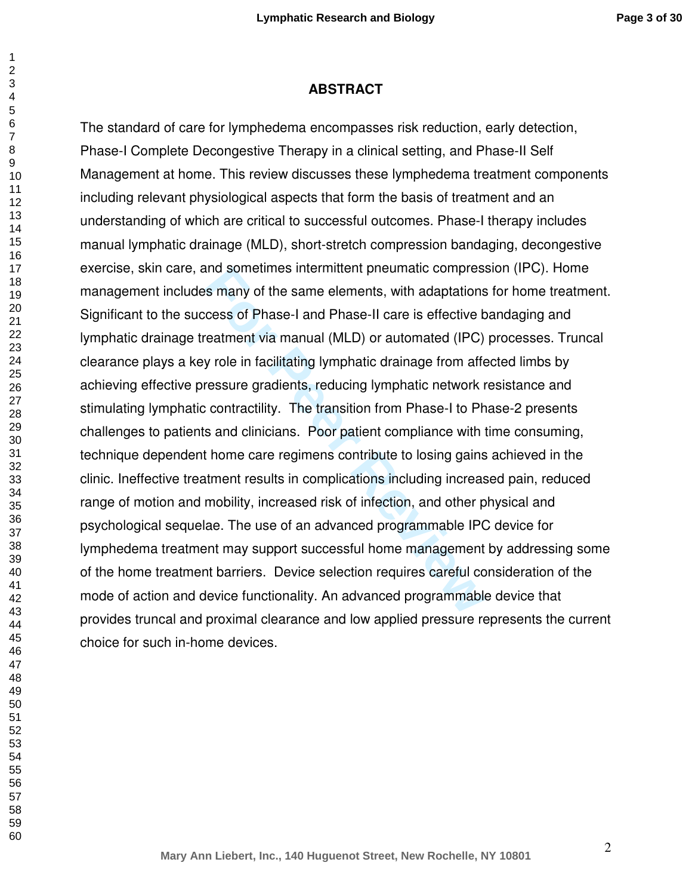## ABSTRACT

The standard of care for lymphedema encompasses risk reduction, early detection, Phase-I Complete Decongestive Therapy in a clinical setting, and Phase-II Self Management at home. This review discusses these lymphedema treatment components including relevant physiological aspects that form the basis of treatment and an understanding of which are critical to successful outcomes. Phase-I therapy includes manual lymphatic drainage (MLD), short-stretch compression bandaging, decongestive exercise, skin care, and sometimes intermittent pneumatic compression (IPC). Home management includes many of the same elements, with adaptations for home treatment. Significant to the success of Phase-I and Phase-II care is effective bandaging and lymphatic drainage treatment via manual (MLD) or automated (IPC) processes. Truncal clearance plays a key role in facilitating lymphatic drainage from affected limbs by achieving effective pressure gradients, reducing lymphatic network resistance and stimulating lymphatic contractility. The transition from Phase-I to Phase-2 presents challenges to patients and clinicians. Poor patient compliance with time consuming, technique dependent home care regimens contribute to losing gains achieved in the clinic. Ineffective treatment results in complications including increased pain, reduced range of motion and mobility, increased risk of infection, and other physical and psychological sequelae. The use of an advanced programmable IPC device for lymphedema treatment may support successful home management by addressing some of the home treatment barriers. Device selection requires careful consideration of the mode of action and device functionality. An advanced programmable device that provides truncal and proximal clearance and low applied pressure represents the current choice for such in-home devices.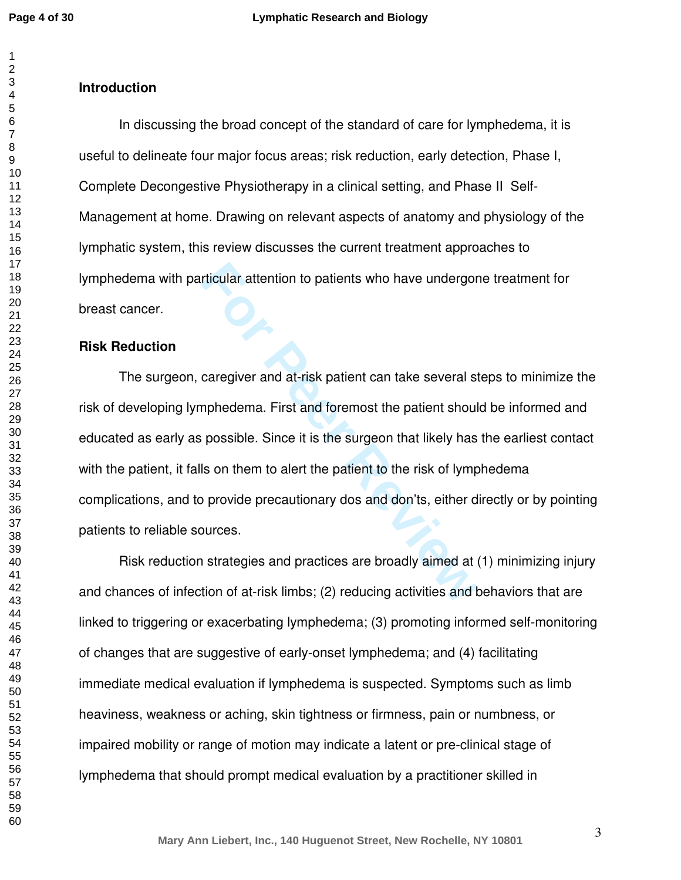## Introduction

In discussing the broad concept of the standard of care for lymphedema, it is useful to delineate four major focus areas; risk reduction, early detection, Phase I, Complete Decongestive Physiotherapy in a clinical setting, and Phase II Self-Management at home. Drawing on relevant aspects of anatomy and physiology of the lymphatic system, this review discusses the current treatment approaches to lymphedema with particular attention to patients who have undergone treatment for breast cancer.

## Risk Reduction

The surgeon, caregiver and at-risk patient can take several steps to minimize the risk of developing lymphedema. First and foremost the patient should be informed and educated as early as possible. Since it is the surgeon that likely has the earliest contact with the patient, it falls on them to alert the patient to the risk of lymphedema complications, and to provide precautionary dos and don'ts, either directly or by pointing patients to reliable sources.

Risk reduction strategies and practices are broadly aimed at (1) minimizing injury and chances of infection of at-risk limbs; (2) reducing activities and behaviors that are linked to triggering or exacerbating lymphedema; (3) promoting informed self-monitoring of changes that are suggestive of early-onset lymphedema; and (4) facilitating immediate medical evaluation if lymphedema is suspected. Symptoms such as limb heaviness, weakness or aching, skin tightness or firmness, pain or numbness, or impaired mobility or range of motion may indicate a latent or pre-clinical stage of lymphedema that should prompt medical evaluation by a practitioner skilled in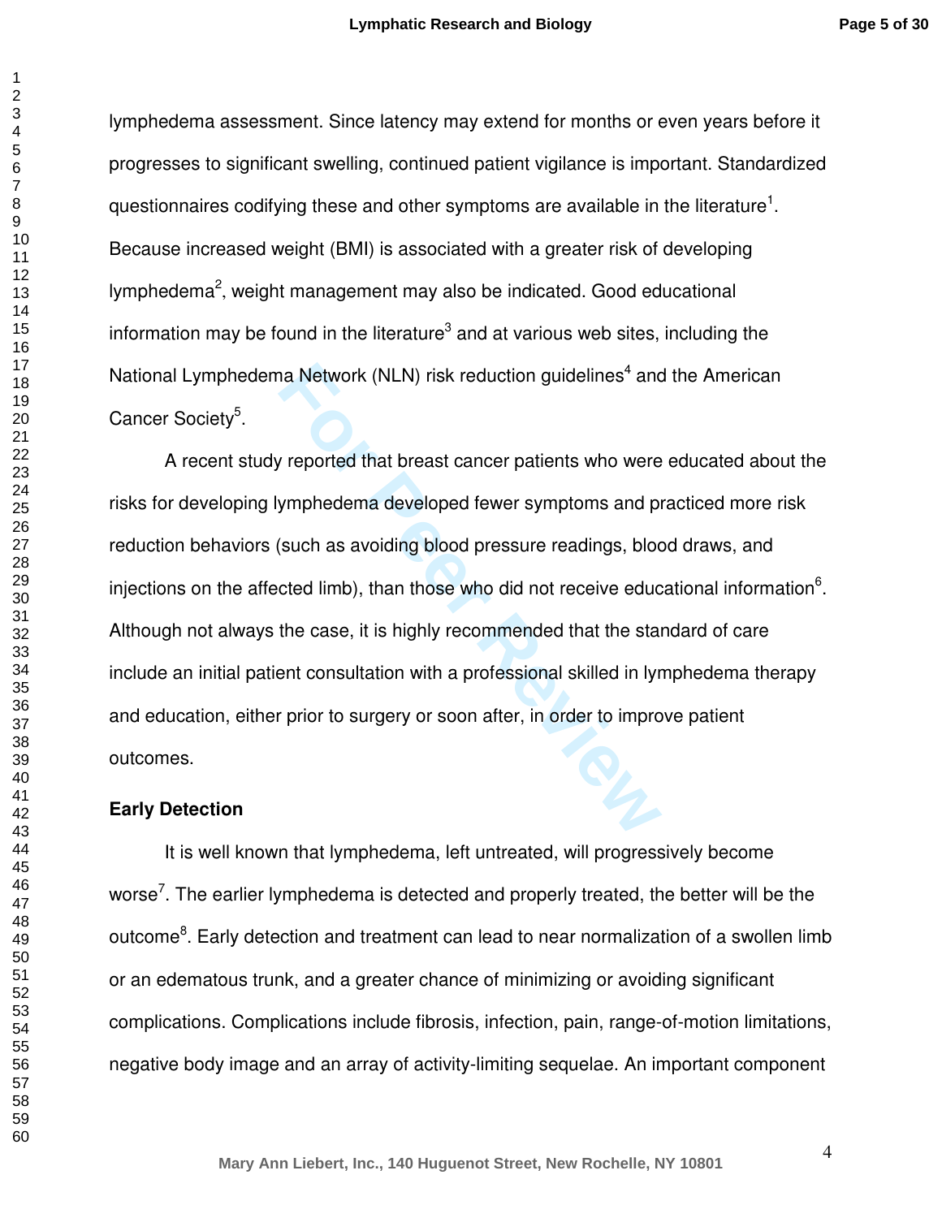lymphedema assessment. Since latency may extend for months or even years before it progresses to significant swelling, continued patient vigilance is important. Standardized questionnaires codifying these and other symptoms are available in the literature[1]. Because increased weight (BMI) is associated with a greater risk of developing lymphedema[2], weight management may also be indicated. Good educational information may be found in the literature[3] and at various web sites, including the National Lymphedema Network (NLN) risk reduction guidelines[4] and the American Cancer Society[5].

A recent study reported that breast cancer patients who were educated about the risks for developing lymphedema developed fewer symptoms and practiced more risk reduction behaviors (such as avoiding blood pressure readings, blood draws, and injections on the affected limb), than those who did not receive educational information[6]. Although not always the case, it is highly recommended that the standard of care include an initial patient consultation with a professional skilled in lymphedema therapy and education, either prior to surgery or soon after, in order to improve patient outcomes.

**Early Detection**

It is well known that lymphedema, left untreated, will progressively become worse[7]. The earlier lymphedema is detected and properly treated, the better will be the outcome[8]. Early detection and treatment can lead to near normalization of a swollen limb or an edematous trunk, and a greater chance of minimizing or avoiding significant complications. Complications include fibrosis, infection, pain, range-of-motion limitations, negative body image and an array of activity-limiting sequelae. An important component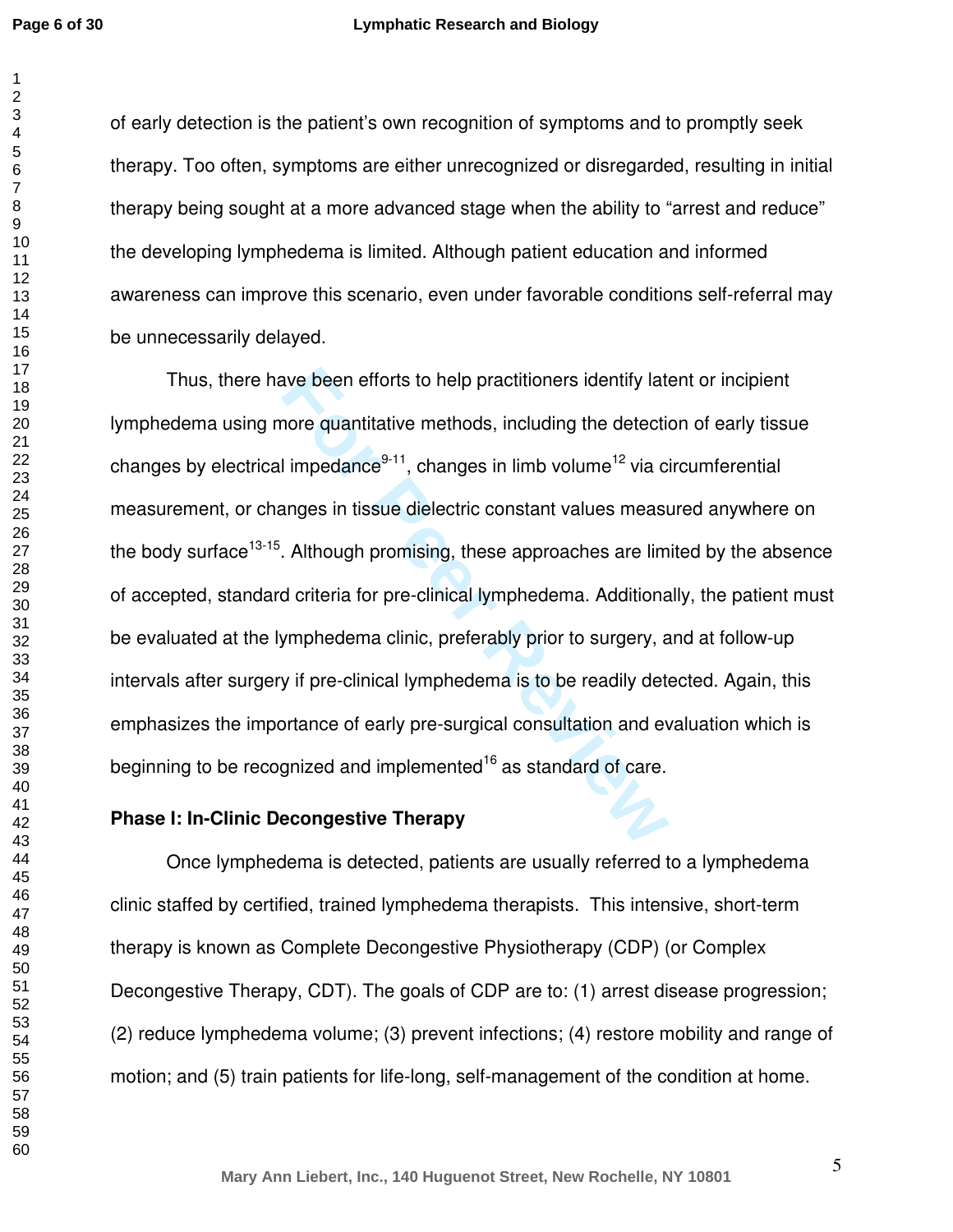of early detection is the patient's own recognition of symptoms and to promptly seek therapy. Too often, symptoms are either unrecognized or disregarded, resulting in initial therapy being sought at a more advanced stage when the ability to "arrest and reduce" the developing lymphedema is limited. Although patient education and informed awareness can improve this scenario, even under favorable conditions self-referral may be unnecessarily delayed.

Thus, there have been efforts to help practitioners identify latent or incipient lymphedema using more quantitative methods, including the detection of early tissue changes by electrical impedance[9-11], changes in limb volume[12] via circumferential measurement, or changes in tissue dielectric constant values measured anywhere on the body surface[13-15]. Although promising, these approaches are limited by the absence of accepted, standard criteria for pre-clinical lymphedema. Additionally, the patient must be evaluated at the lymphedema clinic, preferably prior to surgery, and at follow-up intervals after surgery if pre-clinical lymphedema is to be readily detected. Again, this emphasizes the importance of early pre-surgical consultation and evaluation which is beginning to be recognized and implemented[16] as standard of care.

**Phase I: In-Clinic Decongestive Therapy**

Once lymphedema is detected, patients are usually referred to a lymphedema clinic staffed by certified, trained lymphedema therapists. This intensive, short-term therapy is known as Complete Decongestive Physiotherapy (CDP) (or Complex Decongestive Therapy, CDT). The goals of CDP are to: (1) arrest disease progression; (2) reduce lymphedema volume; (3) prevent infections; (4) restore mobility and range of motion; and (5) train patients for life-long, self-management of the condition at home.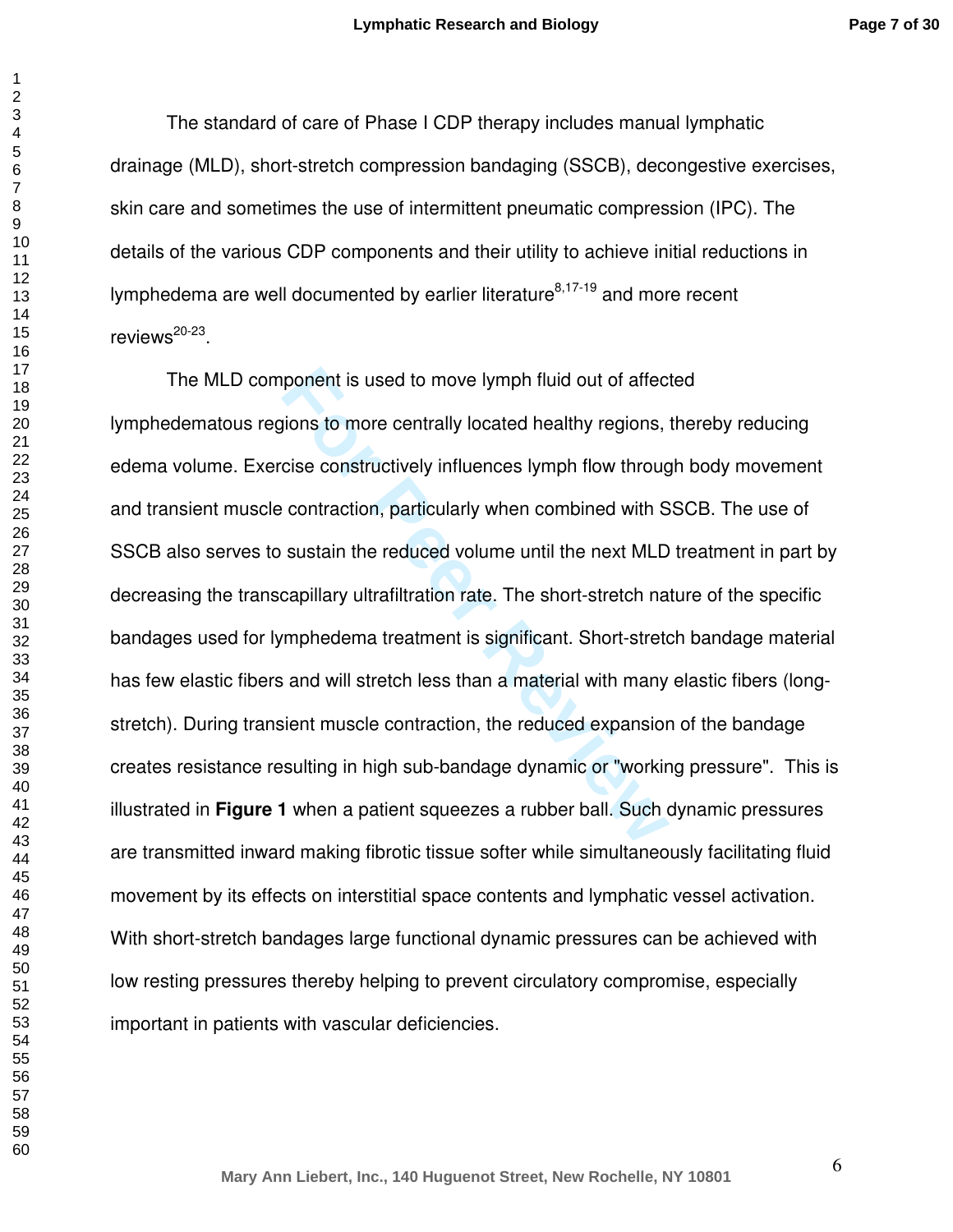The standard of care of Phase I CDP therapy includes manual lymphatic drainage (MLD), short-stretch compression bandaging (SSCB), decongestive exercises, skin care and sometimes the use of intermittent pneumatic compression (IPC). The details of the various CDP components and their utility to achieve initial reductions in lymphedema are well documented by earlier literature[8,17-19] and more recent reviews[20-23].

The MLD component is used to move lymph fluid out of affected lymphedematous regions to more centrally located healthy regions, thereby reducing edema volume. Exercise constructively influences lymph flow through body movement and transient muscle contraction, particularly when combined with SSCB. The use of SSCB also serves to sustain the reduced volume until the next MLD treatment in part by decreasing the transcapillary ultrafiltration rate. The short-stretch nature of the specific bandages used for lymphedema treatment is significant. Short-stretch bandage material has few elastic fibers and will stretch less than a material with many elastic fibers (long-stretch). During transient muscle contraction, the reduced expansion of the bandage creates resistance resulting in high sub-bandage dynamic or "working pressure". This is illustrated in **Figure 1** when a patient squeezes a rubber ball. Such dynamic pressures are transmitted inward making fibrotic tissue softer while simultaneously facilitating fluid movement by its effects on interstitial space contents and lymphatic vessel activation. With short-stretch bandages large functional dynamic pressures can be achieved with low resting pressures thereby helping to prevent circulatory compromise, especially important in patients with vascular deficiencies.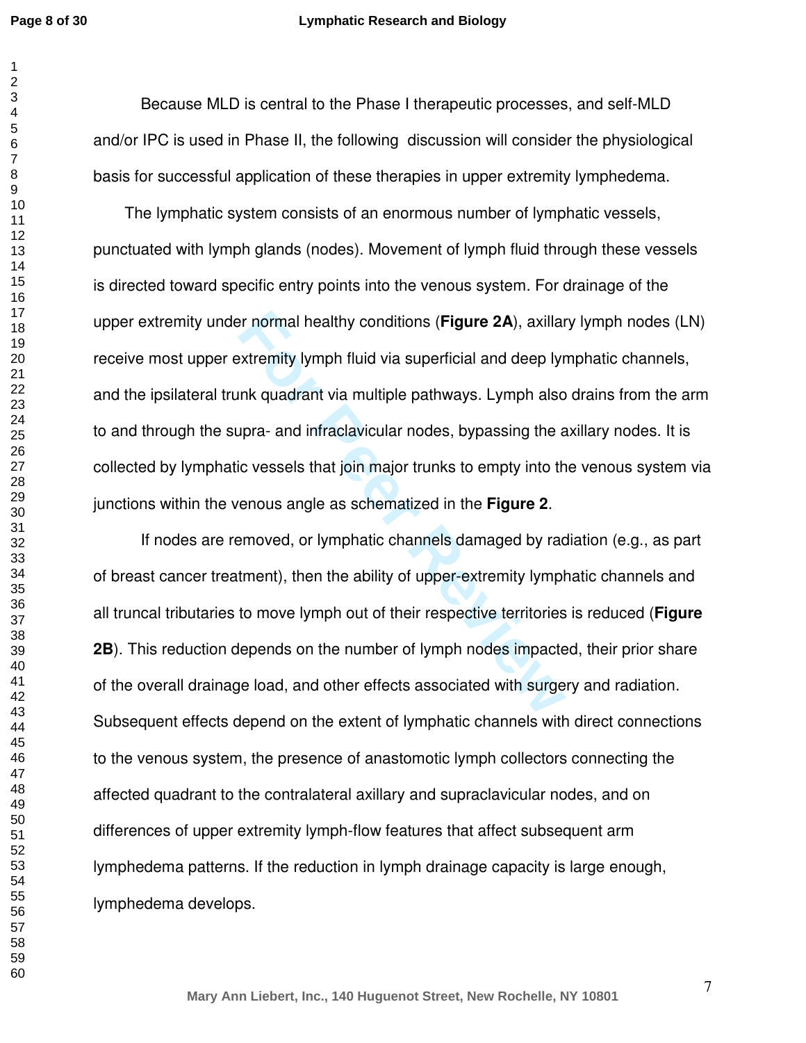Because MLD is central to the Phase I therapeutic processes, and self-MLD and/or IPC is used in Phase II, the following discussion will consider the physiological basis for successful application of these therapies in upper extremity lymphedema.

The lymphatic system consists of an enormous number of lymphatic vessels, punctuated with lymph glands (nodes). Movement of lymph fluid through these vessels is directed toward specific entry points into the venous system. For drainage of the upper extremity under normal healthy conditions (**Figure 2A**), axillary lymph nodes (LN) receive most upper extremity lymph fluid via superficial and deep lymphatic channels, and the ipsilateral trunk quadrant via multiple pathways. Lymph also drains from the arm to and through the supra- and infraclavicular nodes, bypassing the axillary nodes. It is collected by lymphatic vessels that join major trunks to empty into the venous system via junctions within the venous angle as schematized in the **Figure 2**.

If nodes are removed, or lymphatic channels damaged by radiation (e.g., as part of breast cancer treatment), then the ability of upper-extremity lymphatic channels and all truncal tributaries to move lymph out of their respective territories is reduced (**Figure 2B**). This reduction depends on the number of lymph nodes impacted, their prior share of the overall drainage load, and other effects associated with surgery and radiation. Subsequent effects depend on the extent of lymphatic channels with direct connections to the venous system, the presence of anastomotic lymph collectors connecting the affected quadrant to the contralateral axillary and supraclavicular nodes, and on differences of upper extremity lymph-flow features that affect subsequent arm lymphedema patterns. If the reduction in lymph drainage capacity is large enough, lymphedema develops.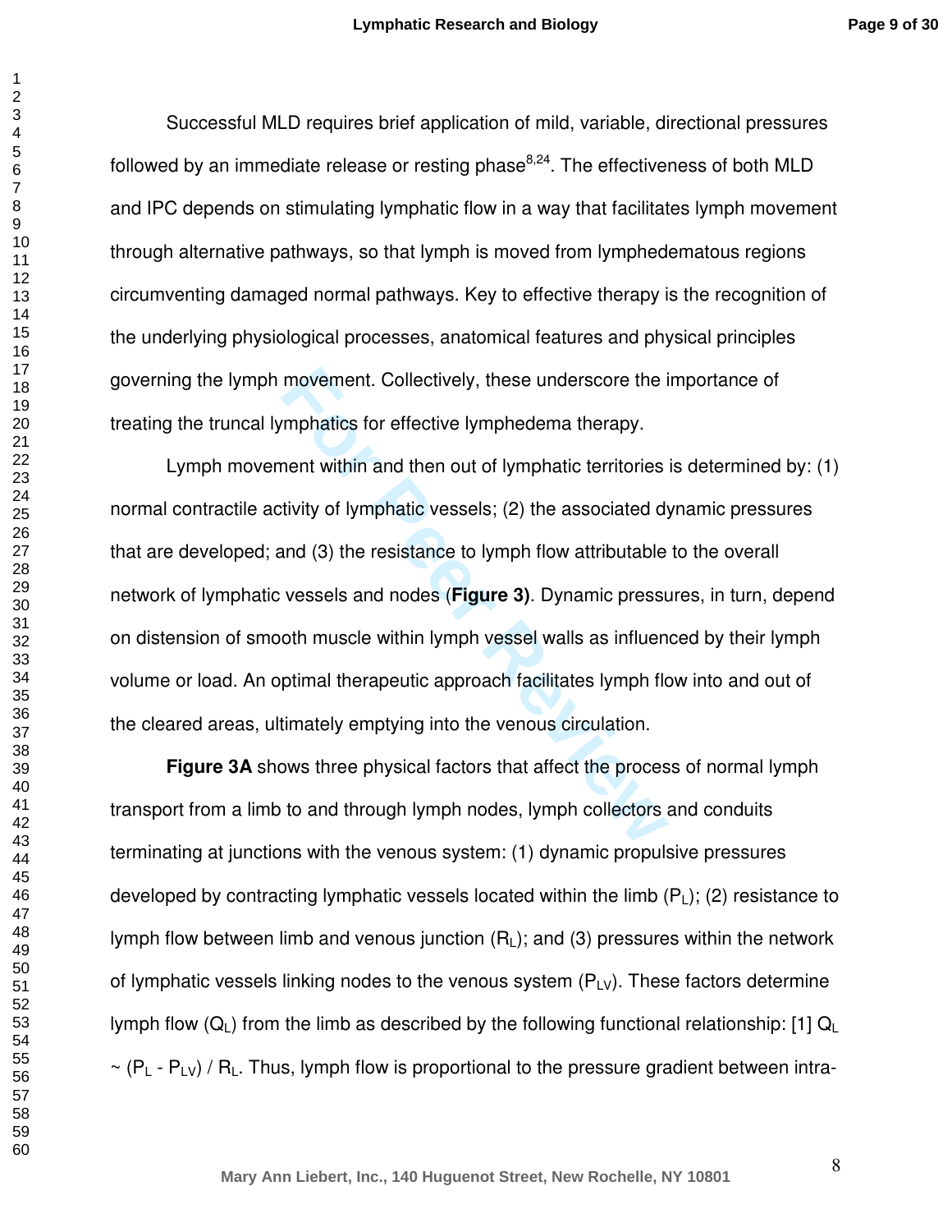Successful MLD requires brief application of mild, variable, directional pressures followed by an immediate release or resting phase[8,24]. The effectiveness of both MLD and IPC depends on stimulating lymphatic flow in a way that facilitates lymph movement through alternative pathways, so that lymph is moved from lymphedematous regions circumventing damaged normal pathways. Key to effective therapy is the recognition of the underlying physiological processes, anatomical features and physical principles governing the lymph movement. Collectively, these underscore the importance of treating the truncal lymphatics for effective lymphedema therapy.

Lymph movement within and then out of lymphatic territories is determined by: (1) normal contractile activity of lymphatic vessels; (2) the associated dynamic pressures that are developed; and (3) the resistance to lymph flow attributable to the overall network of lymphatic vessels and nodes (**Figure 3)**. Dynamic pressures, in turn, depend on distension of smooth muscle within lymph vessel walls as influenced by their lymph volume or load. An optimal therapeutic approach facilitates lymph flow into and out of the cleared areas, ultimately emptying into the venous circulation.

**Figure 3A** shows three physical factors that affect the process of normal lymph transport from a limb to and through lymph nodes, lymph collectors and conduits terminating at junctions with the venous system: (1) dynamic propulsive pressures developed by contracting lymphatic vessels located within the limb ($P_L$); (2) resistance to lymph flow between limb and venous junction ($R_L$); and (3) pressures within the network of lymphatic vessels linking nodes to the venous system ($P_{LV}$). These factors determine lymph flow ($Q_L$) from the limb as described by the following functional relationship: [1] $Q_L \sim (P_L - P_{LV}) / R_L$. Thus, lymph flow is proportional to the pressure gradient between intra-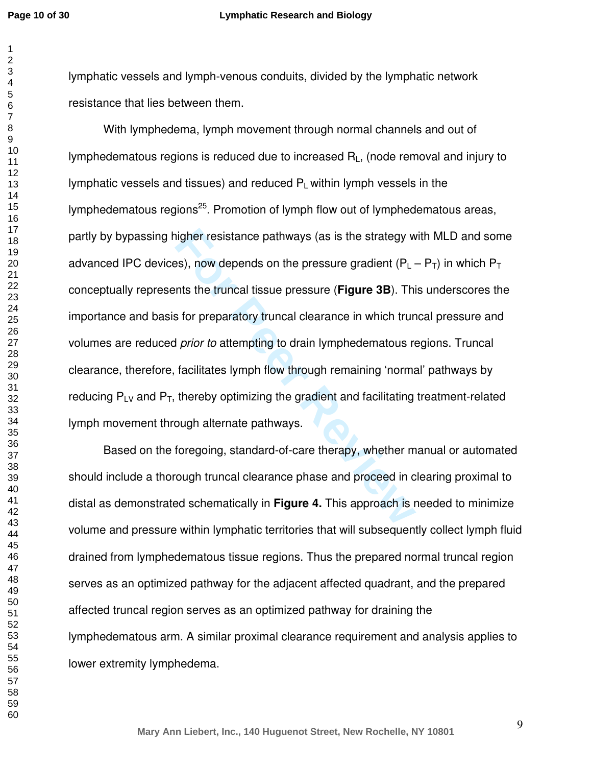lymphatic vessels and lymph-venous conduits, divided by the lymphatic network resistance that lies between them.

With lymphedema, lymph movement through normal channels and out of lymphedematous regions is reduced due to increased $R_L$, (node removal and injury to lymphatic vessels and tissues) and reduced $P_L$ within lymph vessels in the lymphedematous regions[25]. Promotion of lymph flow out of lymphedematous areas, partly by bypassing higher resistance pathways (as is the strategy with MLD and some advanced IPC devices), now depends on the pressure gradient ($P_L - P_T$) in which $P_T$ conceptually represents the truncal tissue pressure (**Figure 3B**). This underscores the importance and basis for preparatory truncal clearance in which truncal pressure and volumes are reduced *prior to* attempting to drain lymphedematous regions. Truncal clearance, therefore, facilitates lymph flow through remaining 'normal' pathways by reducing $P_{LV}$ and $P_T$, thereby optimizing the gradient and facilitating treatment-related lymph movement through alternate pathways.

Based on the foregoing, standard-of-care therapy, whether manual or automated should include a thorough truncal clearance phase and proceed in clearing proximal to distal as demonstrated schematically in **Figure 4.** This approach is needed to minimize volume and pressure within lymphatic territories that will subsequently collect lymph fluid drained from lymphedematous tissue regions. Thus the prepared normal truncal region serves as an optimized pathway for the adjacent affected quadrant, and the prepared affected truncal region serves as an optimized pathway for draining the lymphedematous arm. A similar proximal clearance requirement and analysis applies to lower extremity lymphedema.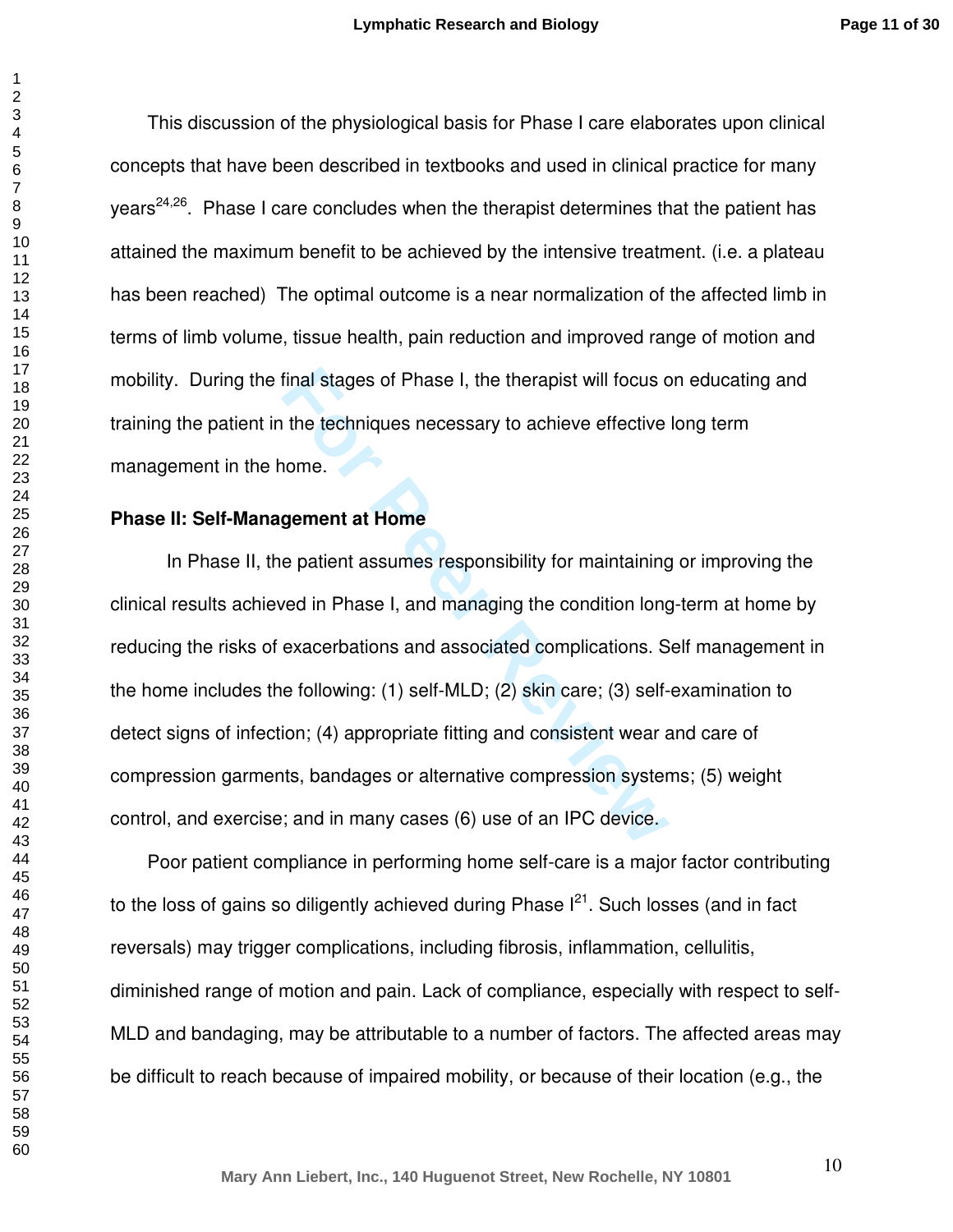This discussion of the physiological basis for Phase I care elaborates upon clinical concepts that have been described in textbooks and used in clinical practice for many years[24,26]. Phase I care concludes when the therapist determines that the patient has attained the maximum benefit to be achieved by the intensive treatment. (i.e. a plateau has been reached) The optimal outcome is a near normalization of the affected limb in terms of limb volume, tissue health, pain reduction and improved range of motion and mobility. During the final stages of Phase I, the therapist will focus on educating and training the patient in the techniques necessary to achieve effective long term management in the home.

**Phase II: Self-Management at Home**

In Phase II, the patient assumes responsibility for maintaining or improving the clinical results achieved in Phase I, and managing the condition long-term at home by reducing the risks of exacerbations and associated complications. Self management in the home includes the following: (1) self-MLD; (2) skin care; (3) self-examination to detect signs of infection; (4) appropriate fitting and consistent wear and care of compression garments, bandages or alternative compression systems; (5) weight control, and exercise; and in many cases (6) use of an IPC device.

Poor patient compliance in performing home self-care is a major factor contributing to the loss of gains so diligently achieved during Phase I[21]. Such losses (and in fact reversals) may trigger complications, including fibrosis, inflammation, cellulitis, diminished range of motion and pain. Lack of compliance, especially with respect to self-MLD and bandaging, may be attributable to a number of factors. The affected areas may be difficult to reach because of impaired mobility, or because of their location (e.g., the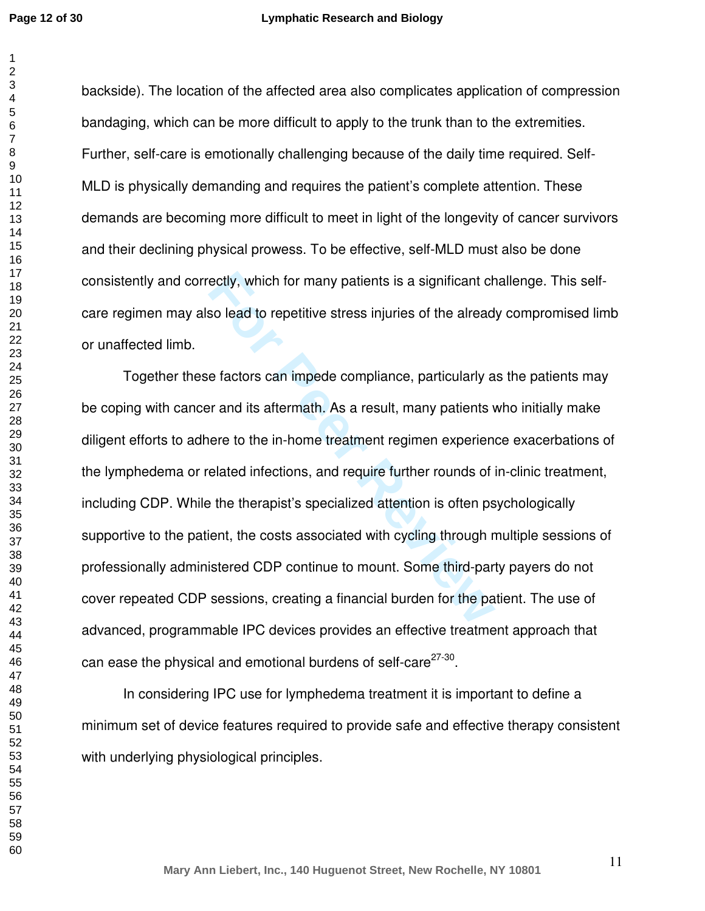backside). The location of the affected area also complicates application of compression bandaging, which can be more difficult to apply to the trunk than to the extremities. Further, self-care is emotionally challenging because of the daily time required. Self-MLD is physically demanding and requires the patient's complete attention. These demands are becoming more difficult to meet in light of the longevity of cancer survivors and their declining physical prowess. To be effective, self-MLD must also be done consistently and correctly, which for many patients is a significant challenge. This self-care regimen may also lead to repetitive stress injuries of the already compromised limb or unaffected limb.

Together these factors can impede compliance, particularly as the patients may be coping with cancer and its aftermath. As a result, many patients who initially make diligent efforts to adhere to the in-home treatment regimen experience exacerbations of the lymphedema or related infections, and require further rounds of in-clinic treatment, including CDP. While the therapist's specialized attention is often psychologically supportive to the patient, the costs associated with cycling through multiple sessions of professionally administered CDP continue to mount. Some third-party payers do not cover repeated CDP sessions, creating a financial burden for the patient. The use of advanced, programmable IPC devices provides an effective treatment approach that can ease the physical and emotional burdens of self-care[27-30].

In considering IPC use for lymphedema treatment it is important to define a minimum set of device features required to provide safe and effective therapy consistent with underlying physiological principles.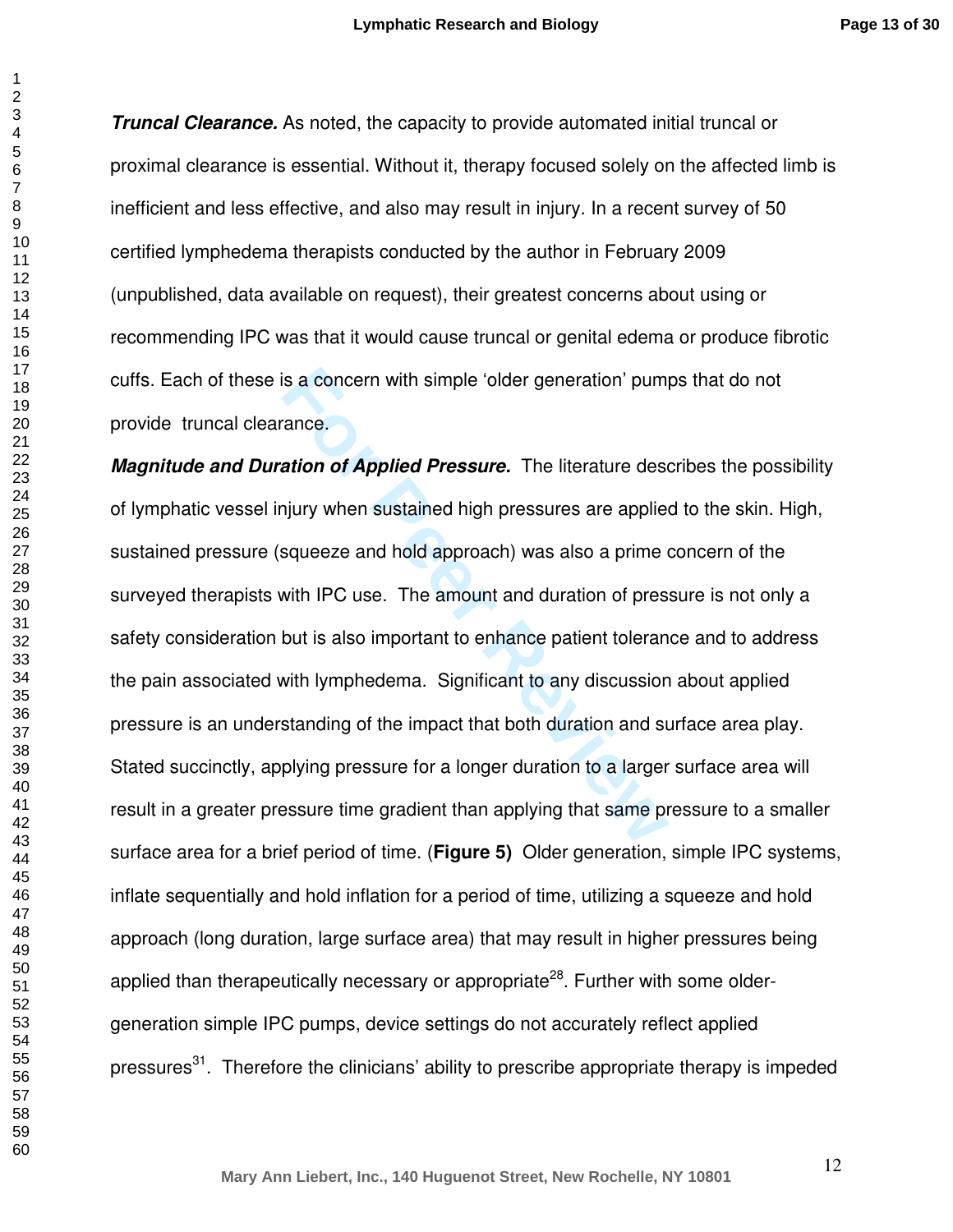***Truncal Clearance.*** As noted, the capacity to provide automated initial truncal or proximal clearance is essential. Without it, therapy focused solely on the affected limb is inefficient and less effective, and also may result in injury. In a recent survey of 50 certified lymphedema therapists conducted by the author in February 2009 (unpublished, data available on request), their greatest concerns about using or recommending IPC was that it would cause truncal or genital edema or produce fibrotic cuffs. Each of these is a concern with simple 'older generation' pumps that do not provide truncal clearance.

***Magnitude and Duration of Applied Pressure.*** The literature describes the possibility of lymphatic vessel injury when sustained high pressures are applied to the skin. High, sustained pressure (squeeze and hold approach) was also a prime concern of the surveyed therapists with IPC use. The amount and duration of pressure is not only a safety consideration but is also important to enhance patient tolerance and to address the pain associated with lymphedema. Significant to any discussion about applied pressure is an understanding of the impact that both duration and surface area play. Stated succinctly, applying pressure for a longer duration to a larger surface area will result in a greater pressure time gradient than applying that same pressure to a smaller surface area for a brief period of time. (**Figure 5**) Older generation, simple IPC systems, inflate sequentially and hold inflation for a period of time, utilizing a squeeze and hold approach (long duration, large surface area) that may result in higher pressures being applied than therapeutically necessary or appropriate[28]. Further with some older-generation simple IPC pumps, device settings do not accurately reflect applied pressures[31]. Therefore the clinicians' ability to prescribe appropriate therapy is impeded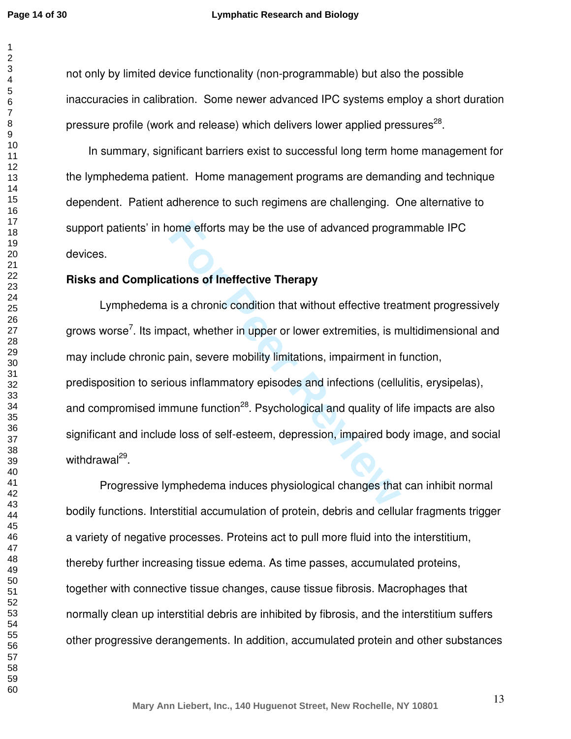not only by limited device functionality (non-programmable) but also the possible inaccuracies in calibration. Some newer advanced IPC systems employ a short duration pressure profile (work and release) which delivers lower applied pressures[28].

In summary, significant barriers exist to successful long term home management for the lymphedema patient. Home management programs are demanding and technique dependent. Patient adherence to such regimens are challenging. One alternative to support patients' in home efforts may be the use of advanced programmable IPC devices.

**Risks and Complications of Ineffective Therapy**

Lymphedema is a chronic condition that without effective treatment progressively grows worse[7]. Its impact, whether in upper or lower extremities, is multidimensional and may include chronic pain, severe mobility limitations, impairment in function, predisposition to serious inflammatory episodes and infections (cellulitis, erysipelas), and compromised immune function[28]. Psychological and quality of life impacts are also significant and include loss of self-esteem, depression, impaired body image, and social withdrawal[29].

Progressive lymphedema induces physiological changes that can inhibit normal bodily functions. Interstitial accumulation of protein, debris and cellular fragments trigger a variety of negative processes. Proteins act to pull more fluid into the interstitium, thereby further increasing tissue edema. As time passes, accumulated proteins, together with connective tissue changes, cause tissue fibrosis. Macrophages that normally clean up interstitial debris are inhibited by fibrosis, and the interstitium suffers other progressive derangements. In addition, accumulated protein and other substances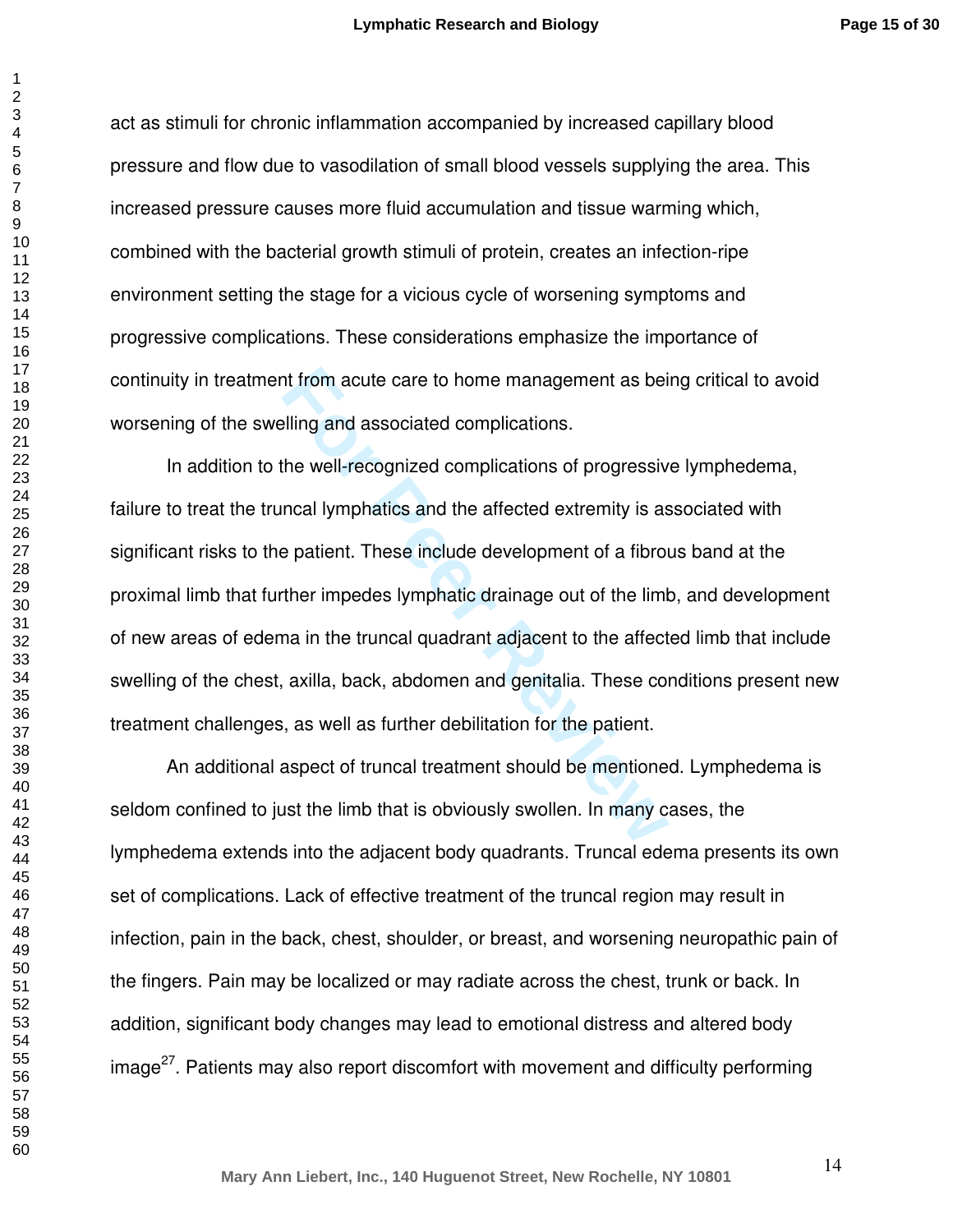act as stimuli for chronic inflammation accompanied by increased capillary blood pressure and flow due to vasodilation of small blood vessels supplying the area. This increased pressure causes more fluid accumulation and tissue warming which, combined with the bacterial growth stimuli of protein, creates an infection-ripe environment setting the stage for a vicious cycle of worsening symptoms and progressive complications. These considerations emphasize the importance of continuity in treatment from acute care to home management as being critical to avoid worsening of the swelling and associated complications.

In addition to the well-recognized complications of progressive lymphedema, failure to treat the truncal lymphatics and the affected extremity is associated with significant risks to the patient. These include development of a fibrous band at the proximal limb that further impedes lymphatic drainage out of the limb, and development of new areas of edema in the truncal quadrant adjacent to the affected limb that include swelling of the chest, axilla, back, abdomen and genitalia. These conditions present new treatment challenges, as well as further debilitation for the patient.

An additional aspect of truncal treatment should be mentioned. Lymphedema is seldom confined to just the limb that is obviously swollen. In many cases, the lymphedema extends into the adjacent body quadrants. Truncal edema presents its own set of complications. Lack of effective treatment of the truncal region may result in infection, pain in the back, chest, shoulder, or breast, and worsening neuropathic pain of the fingers. Pain may be localized or may radiate across the chest, trunk or back. In addition, significant body changes may lead to emotional distress and altered body image[27]. Patients may also report discomfort with movement and difficulty performing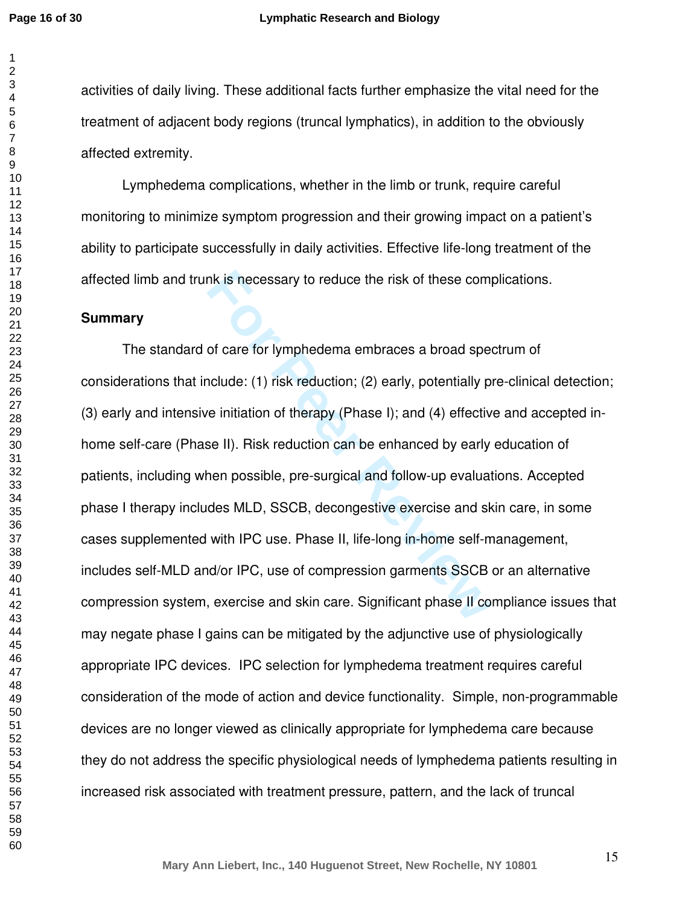activities of daily living. These additional facts further emphasize the vital need for the treatment of adjacent body regions (truncal lymphatics), in addition to the obviously affected extremity.

Lymphedema complications, whether in the limb or trunk, require careful monitoring to minimize symptom progression and their growing impact on a patient's ability to participate successfully in daily activities. Effective life-long treatment of the affected limb and trunk is necessary to reduce the risk of these complications.

## Summary

The standard of care for lymphedema embraces a broad spectrum of considerations that include: (1) risk reduction; (2) early, potentially pre-clinical detection; (3) early and intensive initiation of therapy (Phase I); and (4) effective and accepted in-home self-care (Phase II). Risk reduction can be enhanced by early education of patients, including when possible, pre-surgical and follow-up evaluations. Accepted phase I therapy includes MLD, SSCB, decongestive exercise and skin care, in some cases supplemented with IPC use. Phase II, life-long in-home self-management, includes self-MLD and/or IPC, use of compression garments SSCB or an alternative compression system, exercise and skin care. Significant phase II compliance issues that may negate phase I gains can be mitigated by the adjunctive use of physiologically appropriate IPC devices. IPC selection for lymphedema treatment requires careful consideration of the mode of action and device functionality. Simple, non-programmable devices are no longer viewed as clinically appropriate for lymphedema care because they do not address the specific physiological needs of lymphedema patients resulting in increased risk associated with treatment pressure, pattern, and the lack of truncal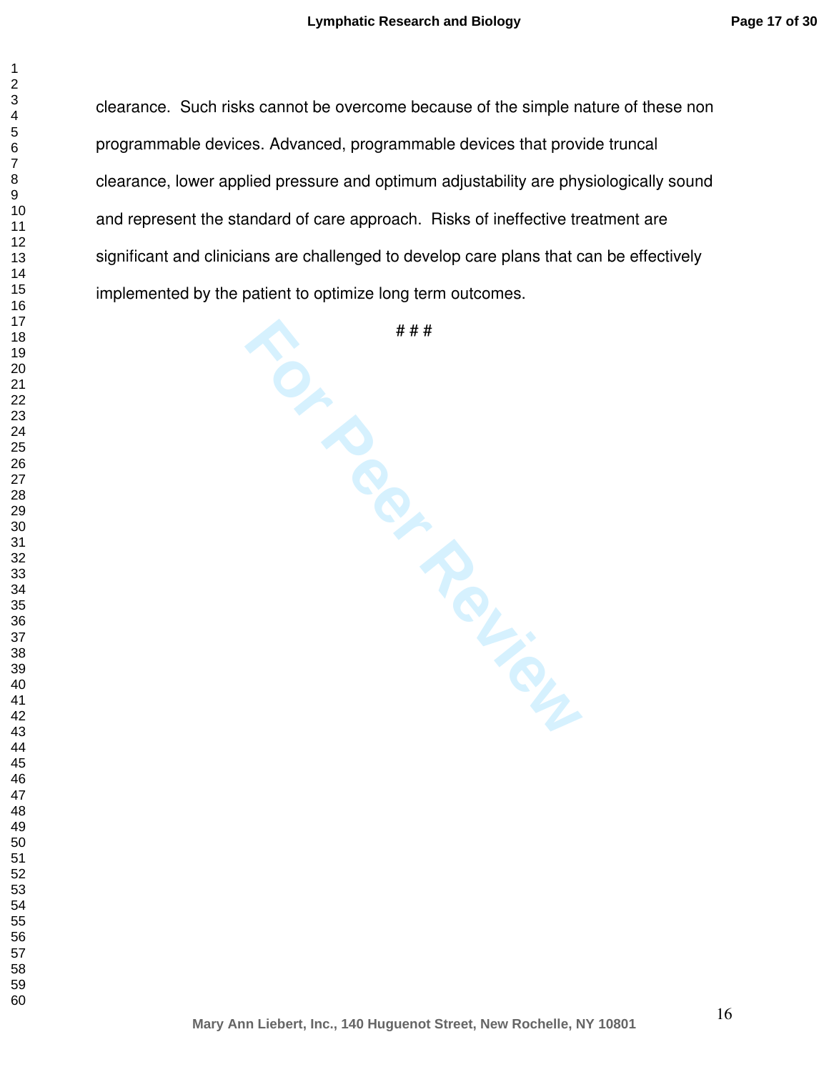clearance. Such risks cannot be overcome because of the simple nature of these non programmable devices. Advanced, programmable devices that provide truncal clearance, lower applied pressure and optimum adjustability are physiologically sound and represent the standard of care approach. Risks of ineffective treatment are significant and clinicians are challenged to develop care plans that can be effectively implemented by the patient to optimize long term outcomes.

# # #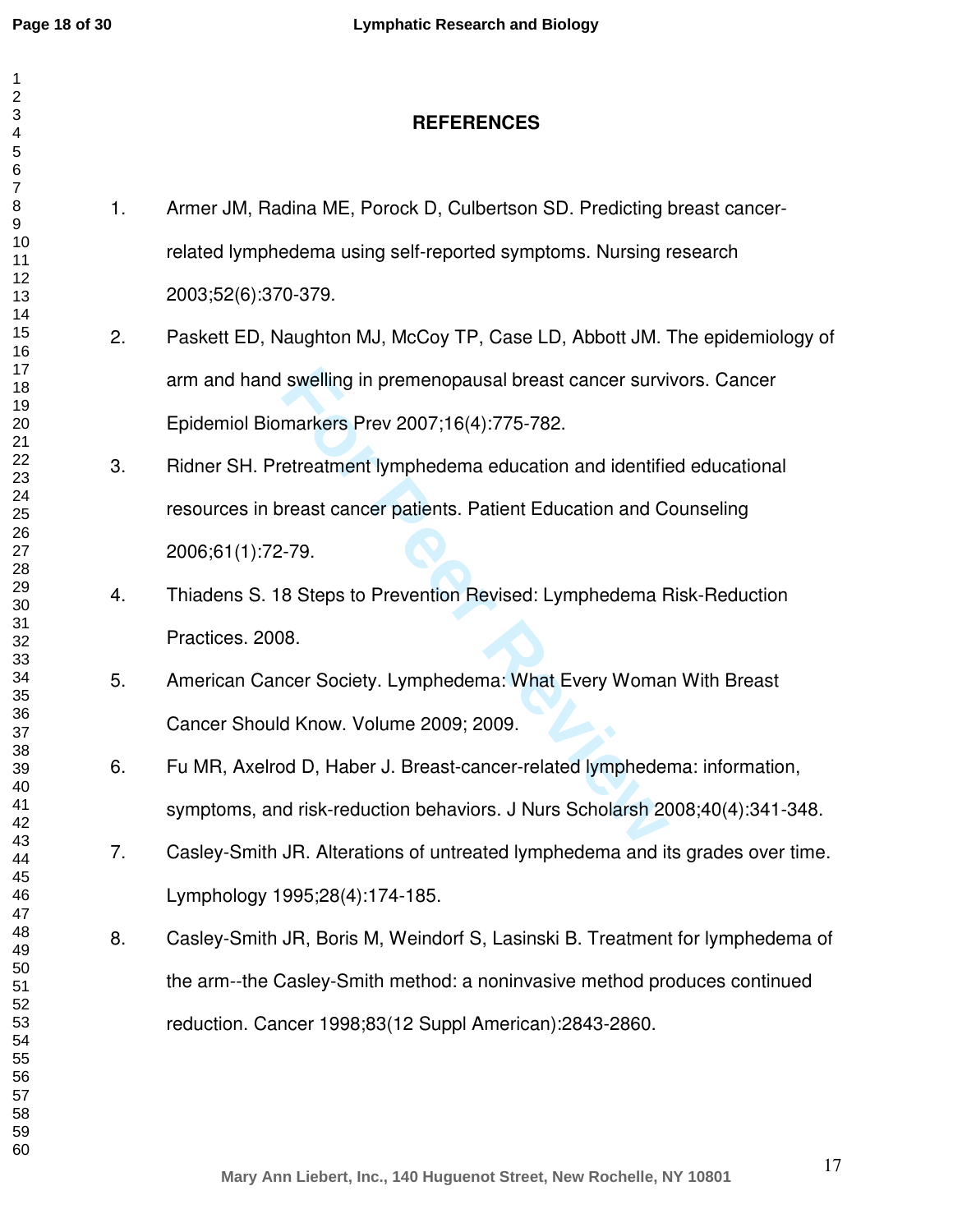# REFERENCES

1. Armer JM, Radina ME, Porock D, Culbertson SD. Predicting breast cancer-related lymphedema using self-reported symptoms. Nursing research 2003;52(6):370-379.
2. Paskett ED, Naughton MJ, McCoy TP, Case LD, Abbott JM. The epidemiology of arm and hand swelling in premenopausal breast cancer survivors. Cancer Epidemiol Biomarkers Prev 2007;16(4):775-782.
3. Ridner SH. Pretreatment lymphedema education and identified educational resources in breast cancer patients. Patient Education and Counseling 2006;61(1):72-79.
4. Thiadens S. 18 Steps to Prevention Revised: Lymphedema Risk-Reduction Practices. 2008.
5. American Cancer Society. Lymphedema: What Every Woman With Breast Cancer Should Know. Volume 2009; 2009.
6. Fu MR, Axelrod D, Haber J. Breast-cancer-related lymphedema: information, symptoms, and risk-reduction behaviors. J Nurs Scholarsh 2008;40(4):341-348.
7. Casley-Smith JR. Alterations of untreated lymphedema and its grades over time. Lymphology 1995;28(4):174-185.
8. Casley-Smith JR, Boris M, Weindorf S, Lasinski B. Treatment for lymphedema of the arm--the Casley-Smith method: a noninvasive method produces continued reduction. Cancer 1998;83(12 Suppl American):2843-2860.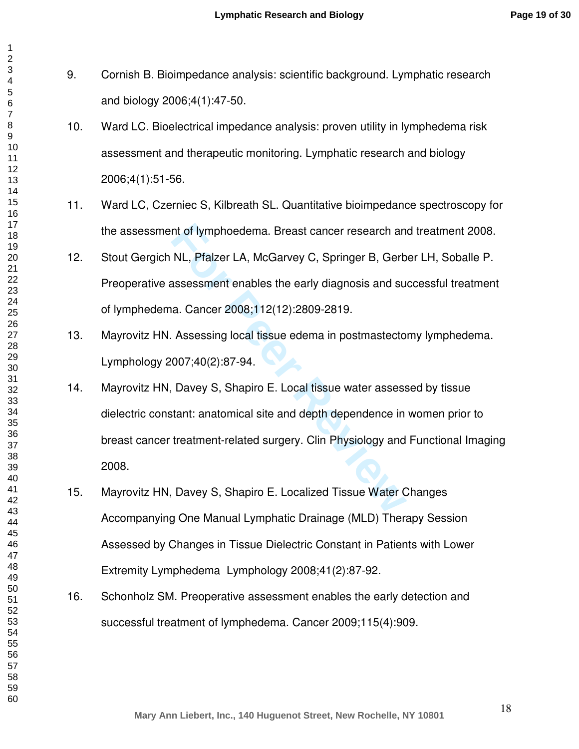9. Cornish B. Bioimpedance analysis: scientific background. Lymphatic research and biology 2006;4(1):47-50.

10. Ward LC. Bioelectrical impedance analysis: proven utility in lymphedema risk assessment and therapeutic monitoring. Lymphatic research and biology 2006;4(1):51-56.

11. Ward LC, Czerniec S, Kilbreath SL. Quantitative bioimpedance spectroscopy for the assessment of lymphoedema. Breast cancer research and treatment 2008.

12. Stout Gergich NL, Pfalzer LA, McGarvey C, Springer B, Gerber LH, Soballe P. Preoperative assessment enables the early diagnosis and successful treatment of lymphedema. Cancer 2008;112(12):2809-2819.

13. Mayrovitz HN. Assessing local tissue edema in postmastectomy lymphedema. Lymphology 2007;40(2):87-94.

14. Mayrovitz HN, Davey S, Shapiro E. Local tissue water assessed by tissue dielectric constant: anatomical site and depth dependence in women prior to breast cancer treatment-related surgery. Clin Physiology and Functional Imaging 2008.

15. Mayrovitz HN, Davey S, Shapiro E. Localized Tissue Water Changes Accompanying One Manual Lymphatic Drainage (MLD) Therapy Session Assessed by Changes in Tissue Dielectric Constant in Patients with Lower Extremity Lymphedema Lymphology 2008;41(2):87-92.

16. Schonholz SM. Preoperative assessment enables the early detection and successful treatment of lymphedema. Cancer 2009;115(4):909.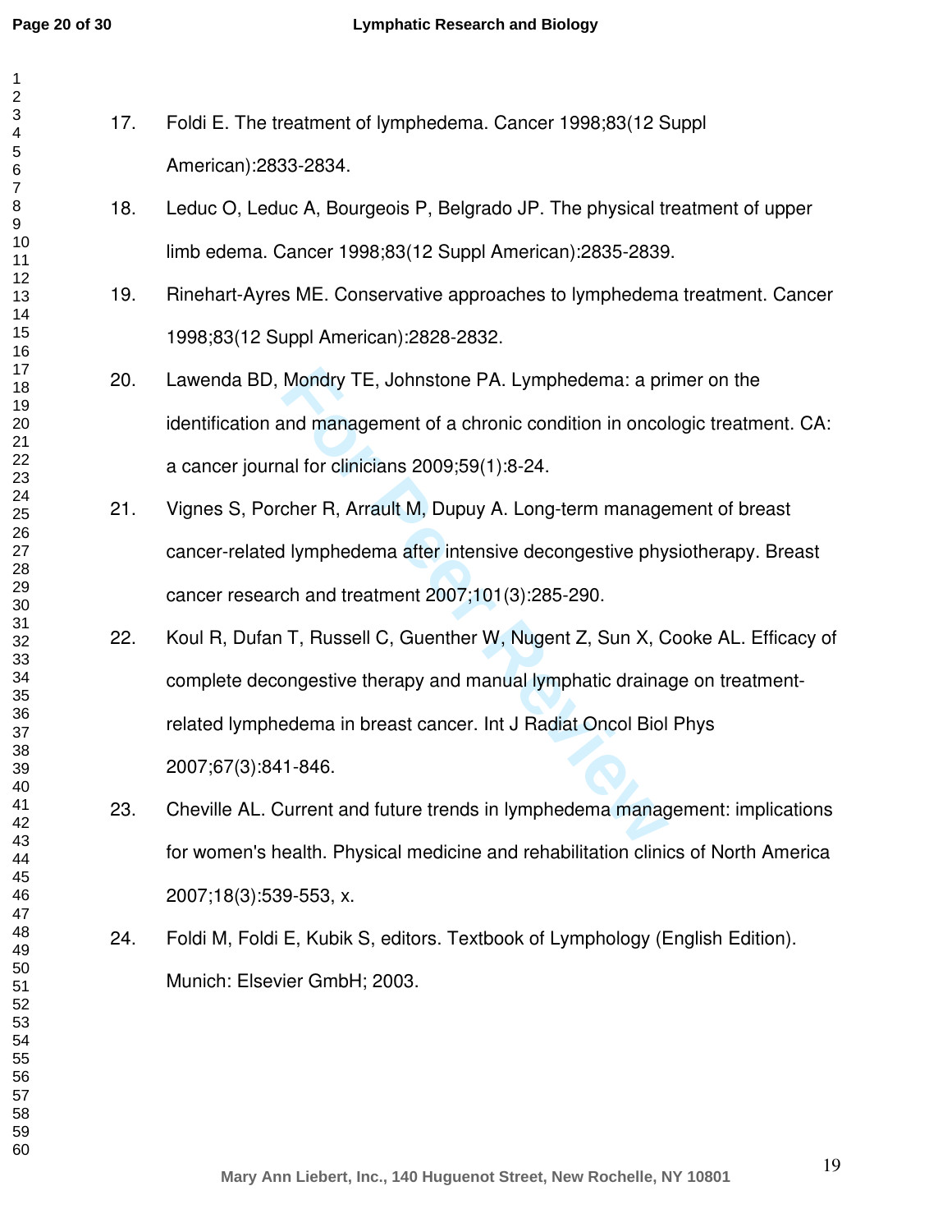17. Foldi E. The treatment of lymphedema. Cancer 1998;83(12 Suppl American):2833-2834.

18. Leduc O, Leduc A, Bourgeois P, Belgrado JP. The physical treatment of upper limb edema. Cancer 1998;83(12 Suppl American):2835-2839.

19. Rinehart-Ayres ME. Conservative approaches to lymphedema treatment. Cancer 1998;83(12 Suppl American):2828-2832.

20. Lawenda BD, Mondry TE, Johnstone PA. Lymphedema: a primer on the identification and management of a chronic condition in oncologic treatment. CA: a cancer journal for clinicians 2009;59(1):8-24.

21. Vignes S, Porcher R, Arrault M, Dupuy A. Long-term management of breast cancer-related lymphedema after intensive decongestive physiotherapy. Breast cancer research and treatment 2007;101(3):285-290.

22. Koul R, Dufan T, Russell C, Guenther W, Nugent Z, Sun X, Cooke AL. Efficacy of complete decongestive therapy and manual lymphatic drainage on treatment-related lymphedema in breast cancer. Int J Radiat Oncol Biol Phys 2007;67(3):841-846.

23. Cheville AL. Current and future trends in lymphedema management: implications for women's health. Physical medicine and rehabilitation clinics of North America 2007;18(3):539-553, x.

24. Foldi M, Foldi E, Kubik S, editors. Textbook of Lymphology (English Edition). Munich: Elsevier GmbH; 2003.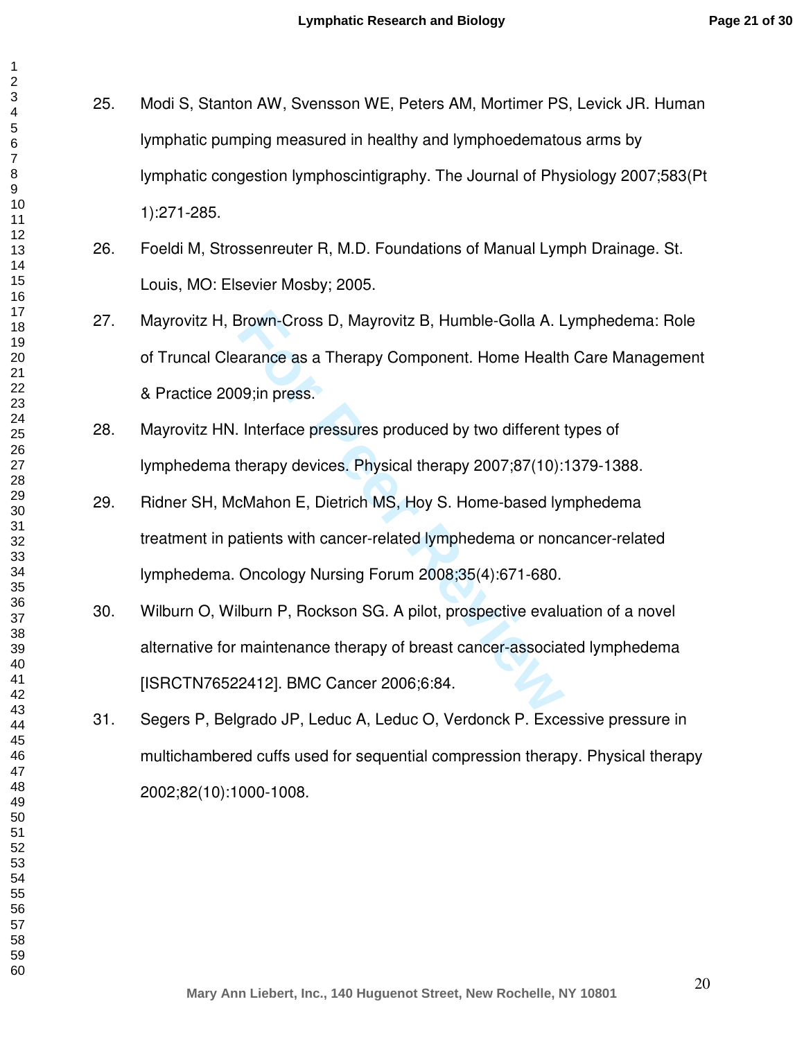25. Modi S, Stanton AW, Svensson WE, Peters AM, Mortimer PS, Levick JR. Human lymphatic pumping measured in healthy and lymphoedematous arms by lymphatic congestion lymphoscintigraphy. The Journal of Physiology 2007;583(Pt 1):271-285.

26. Foeldi M, Strossenreuter R, M.D. Foundations of Manual Lymph Drainage. St. Louis, MO: Elsevier Mosby; 2005.

27. Mayrovitz H, Brown-Cross D, Mayrovitz B, Humble-Golla A. Lymphedema: Role of Truncal Clearance as a Therapy Component. Home Health Care Management & Practice 2009;in press.

28. Mayrovitz HN. Interface pressures produced by two different types of lymphedema therapy devices. Physical therapy 2007;87(10):1379-1388.

29. Ridner SH, McMahon E, Dietrich MS, Hoy S. Home-based lymphedema treatment in patients with cancer-related lymphedema or noncancer-related lymphedema. Oncology Nursing Forum 2008;35(4):671-680.

30. Wilburn O, Wilburn P, Rockson SG. A pilot, prospective evaluation of a novel alternative for maintenance therapy of breast cancer-associated lymphedema [ISRCTN76522412]. BMC Cancer 2006;6:84.

31. Segers P, Belgrado JP, Leduc A, Leduc O, Verdonck P. Excessive pressure in multichambered cuffs used for sequential compression therapy. Physical therapy 2002;82(10):1000-1008.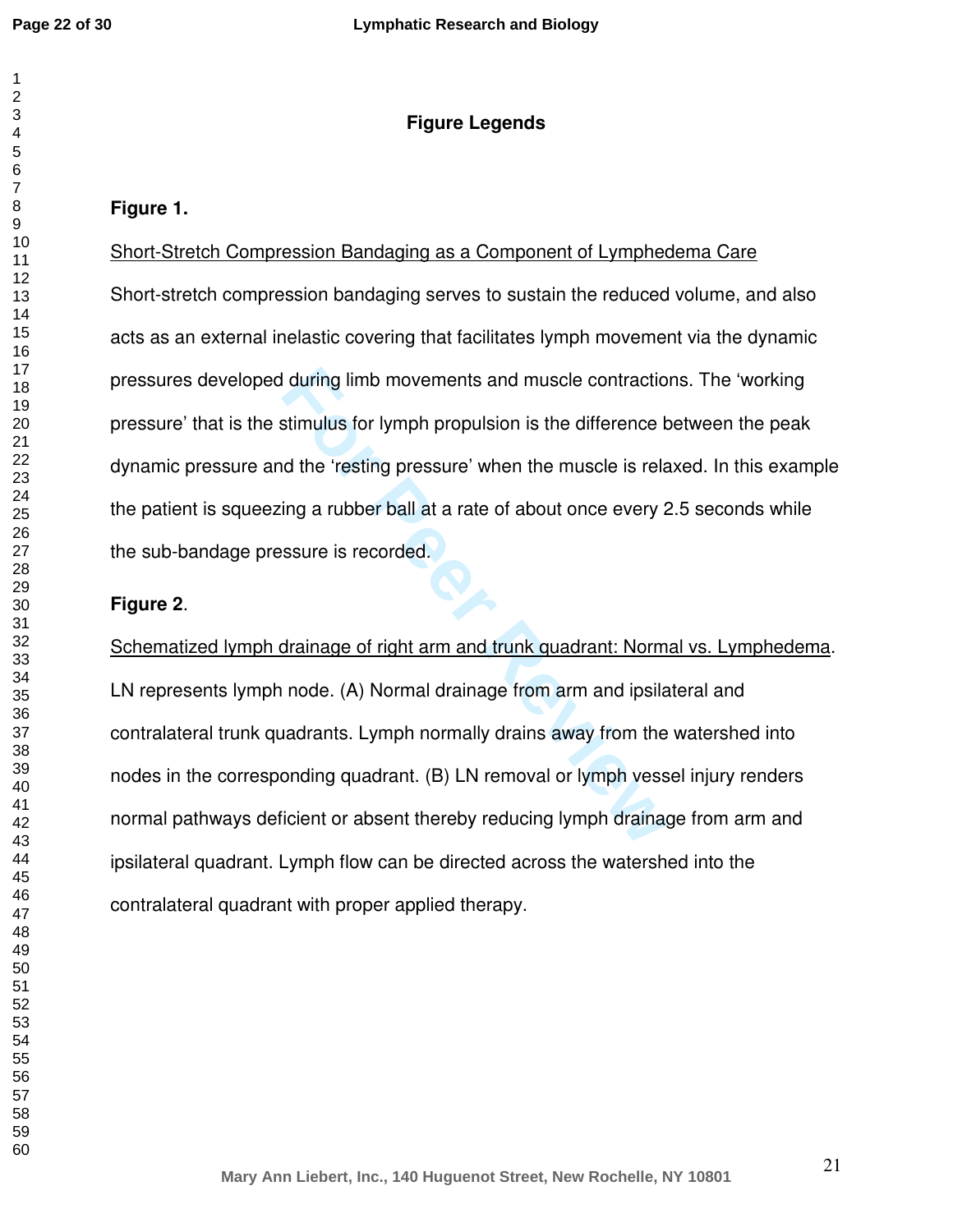# Figure Legends

**Figure 1.**

Short-Stretch Compression Bandaging as a Component of Lymphedema Care

Short-stretch compression bandaging serves to sustain the reduced volume, and also acts as an external inelastic covering that facilitates lymph movement via the dynamic pressures developed during limb movements and muscle contractions. The 'working pressure' that is the stimulus for lymph propulsion is the difference between the peak dynamic pressure and the 'resting pressure' when the muscle is relaxed. In this example the patient is squeezing a rubber ball at a rate of about once every 2.5 seconds while the sub-bandage pressure is recorded.

**Figure 2**.

Schematized lymph drainage of right arm and trunk quadrant: Normal vs. Lymphedema. LN represents lymph node. (A) Normal drainage from arm and ipsilateral and contralateral trunk quadrants. Lymph normally drains away from the watershed into nodes in the corresponding quadrant. (B) LN removal or lymph vessel injury renders normal pathways deficient or absent thereby reducing lymph drainage from arm and ipsilateral quadrant. Lymph flow can be directed across the watershed into the contralateral quadrant with proper applied therapy.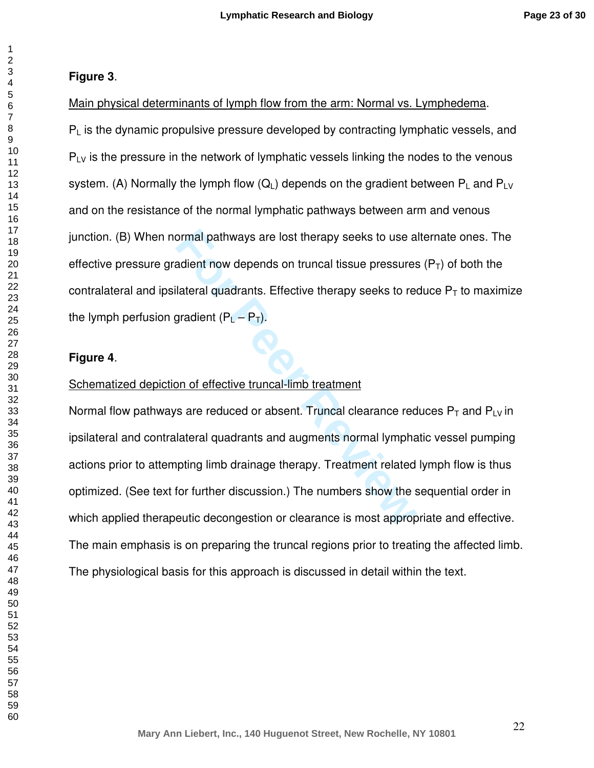**Figure 3**.

Main physical determinants of lymph flow from the arm: Normal vs. Lymphedema.

$P_L$ is the dynamic propulsive pressure developed by contracting lymphatic vessels, and $P_{LV}$ is the pressure in the network of lymphatic vessels linking the nodes to the venous system. (A) Normally the lymph flow ($Q_L$) depends on the gradient between $P_L$ and $P_{LV}$ and on the resistance of the normal lymphatic pathways between arm and venous junction. (B) When normal pathways are lost therapy seeks to use alternate ones. The effective pressure gradient now depends on truncal tissue pressures ($P_T$) of both the contralateral and ipsilateral quadrants. Effective therapy seeks to reduce $P_T$ to maximize the lymph perfusion gradient ($P_L - P_T$).

**Figure 4**.

Schematized depiction of effective truncal-limb treatment

Normal flow pathways are reduced or absent. Truncal clearance reduces $P_T$ and $P_{LV}$ in ipsilateral and contralateral quadrants and augments normal lymphatic vessel pumping actions prior to attempting limb drainage therapy. Treatment related lymph flow is thus optimized. (See text for further discussion.) The numbers show the sequential order in which applied therapeutic decongestion or clearance is most appropriate and effective. The main emphasis is on preparing the truncal regions prior to treating the affected limb. The physiological basis for this approach is discussed in detail within the text.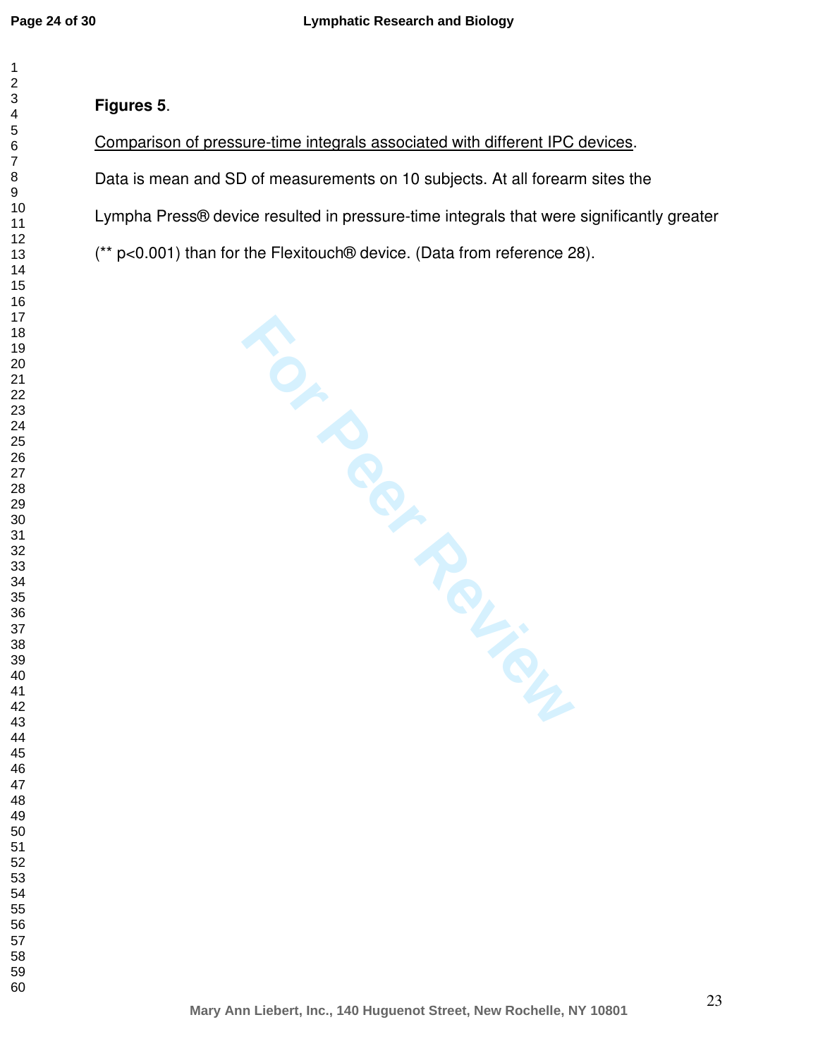**Figures 5**.

Comparison of pressure-time integrals associated with different IPC devices.

Data is mean and SD of measurements on 10 subjects. At all forearm sites the Lympha Press® device resulted in pressure-time integrals that were significantly greater (** $p<0.001$) than for the Flexitouch® device. (Data from reference 28).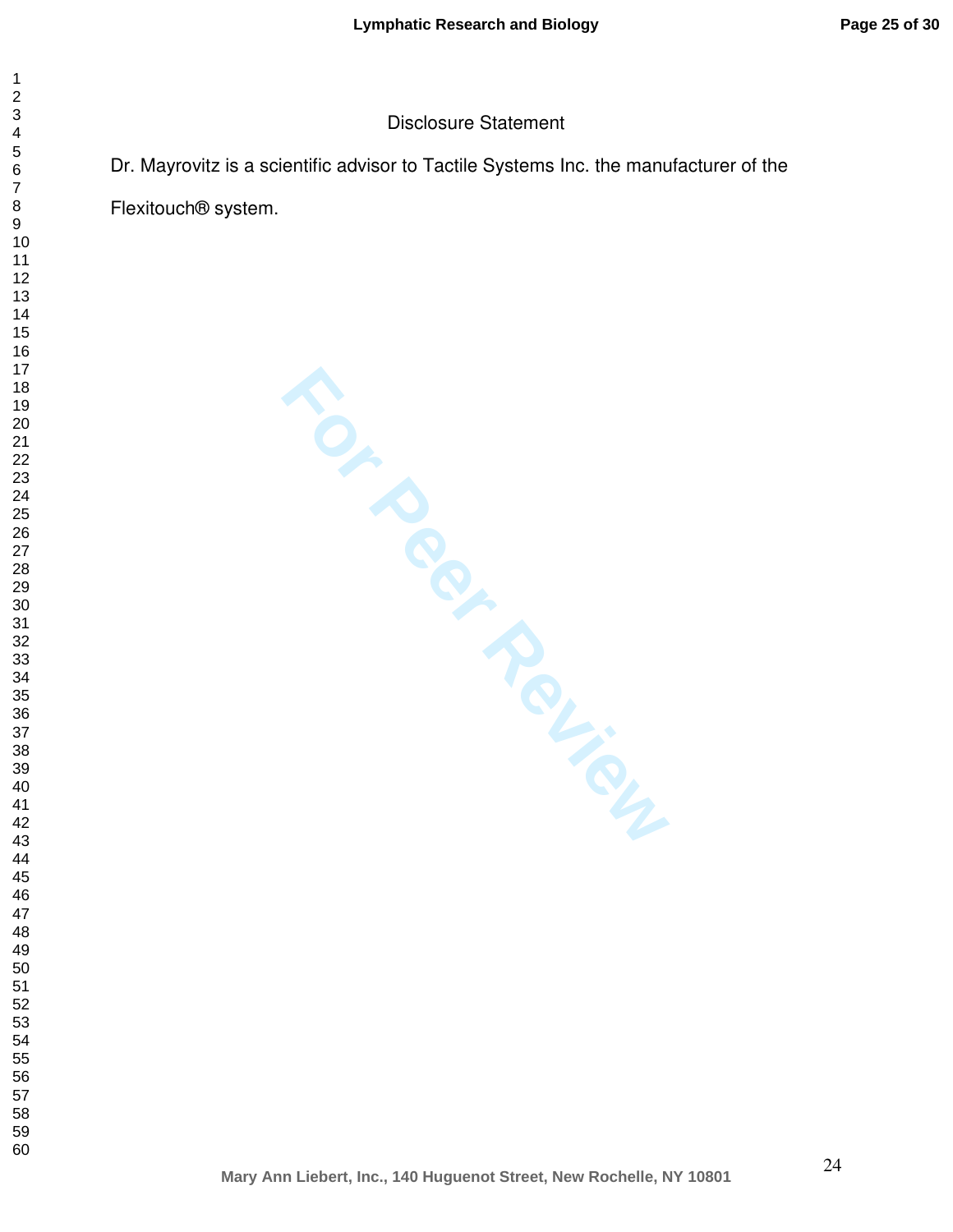## Disclosure Statement

Dr. Mayrovitz is a scientific advisor to Tactile Systems Inc. the manufacturer of the Flexitouch® system.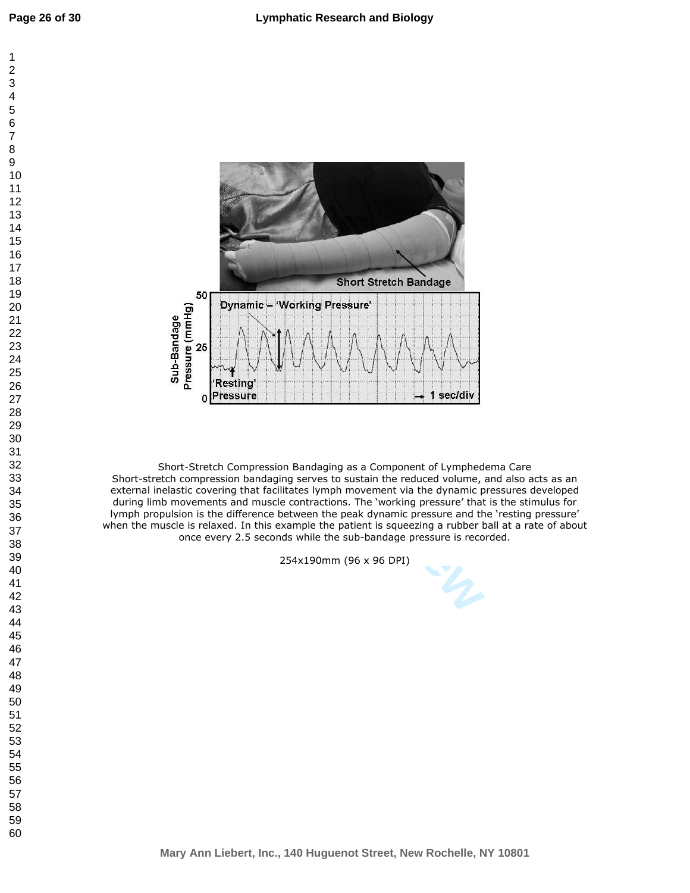Short-Stretch Compression Bandaging as a Component of Lymphedema Care
Short-stretch compression bandaging serves to sustain the reduced volume, and also acts as an external inelastic covering that facilitates lymph movement via the dynamic pressures developed during limb movements and muscle contractions. The 'working pressure' that is the stimulus for lymph propulsion is the difference between the peak dynamic pressure and the 'resting pressure' when the muscle is relaxed. In this example the patient is squeezing a rubber ball at a rate of about once every 2.5 seconds while the sub-bandage pressure is recorded.

254x190mm (96 x 96 DPI)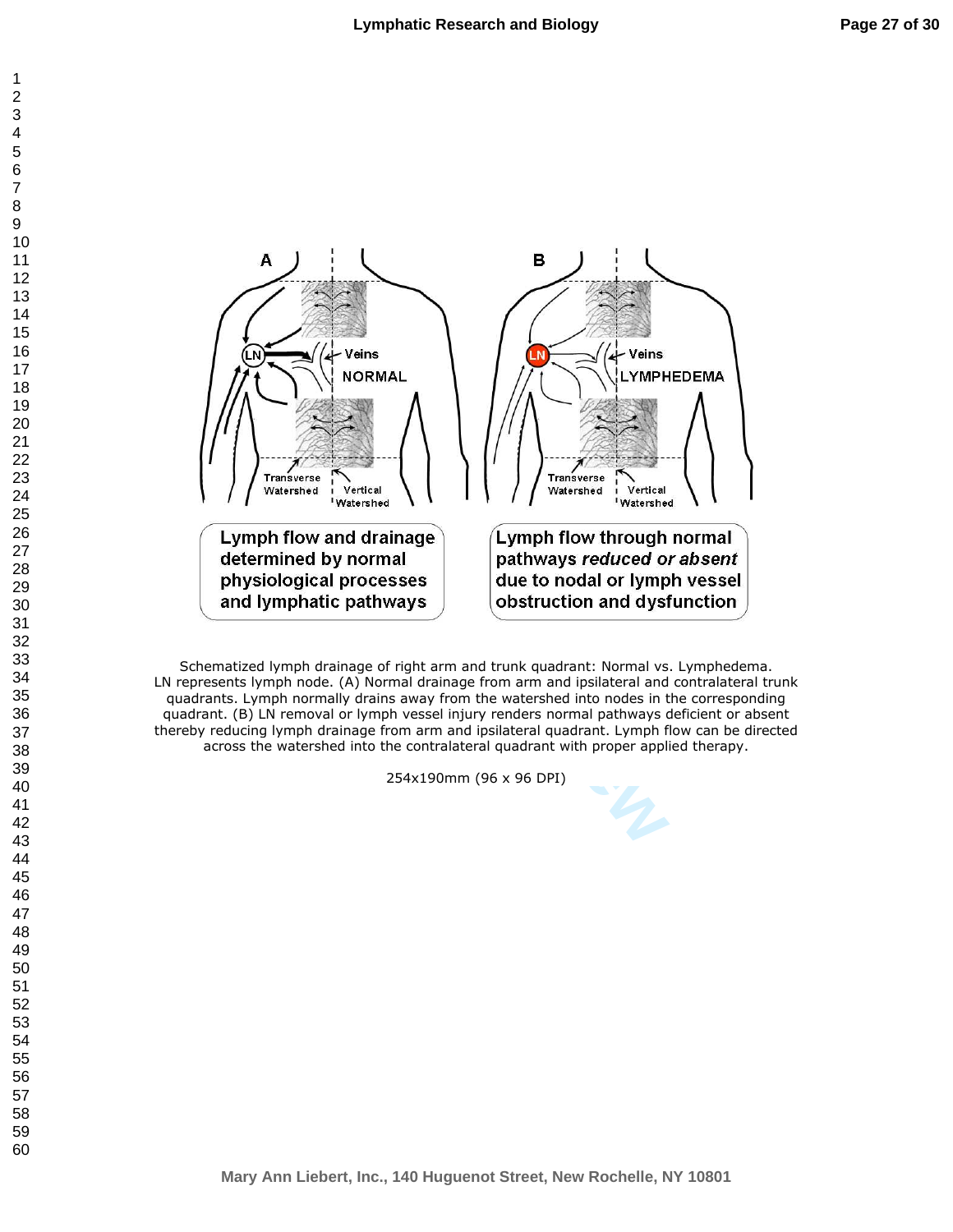Schematized lymph drainage of right arm and trunk quadrant: Normal vs. Lymphedema. LN represents lymph node. (A) Normal drainage from arm and ipsilateral and contralateral trunk quadrants. Lymph normally drains away from the watershed into nodes in the corresponding quadrant. (B) LN removal or lymph vessel injury renders normal pathways deficient or absent thereby reducing lymph drainage from arm and ipsilateral quadrant. Lymph flow can be directed across the watershed into the contralateral quadrant with proper applied therapy.

254x190mm (96 x 96 DPI)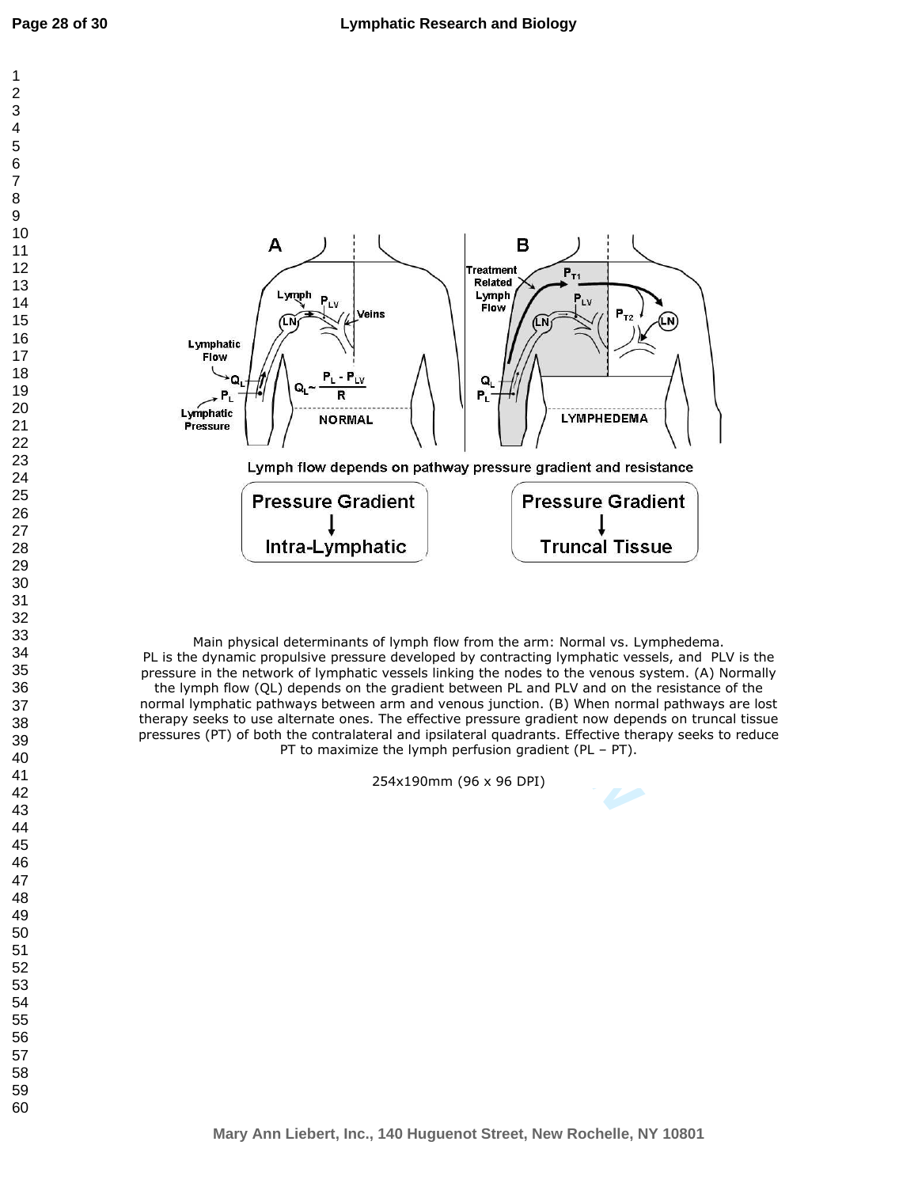Main physical determinants of lymph flow from the arm: Normal vs. Lymphedema. PL is the dynamic propulsive pressure developed by contracting lymphatic vessels, and PLV is the pressure in the network of lymphatic vessels linking the nodes to the venous system. (A) Normally the lymph flow (QL) depends on the gradient between PL and PLV and on the resistance of the normal lymphatic pathways between arm and venous junction. (B) When normal pathways are lost therapy seeks to use alternate ones. The effective pressure gradient now depends on truncal tissue pressures (PT) of both the contralateral and ipsilateral quadrants. Effective therapy seeks to reduce PT to maximize the lymph perfusion gradient (PL – PT).

254x190mm (96 x 96 DPI)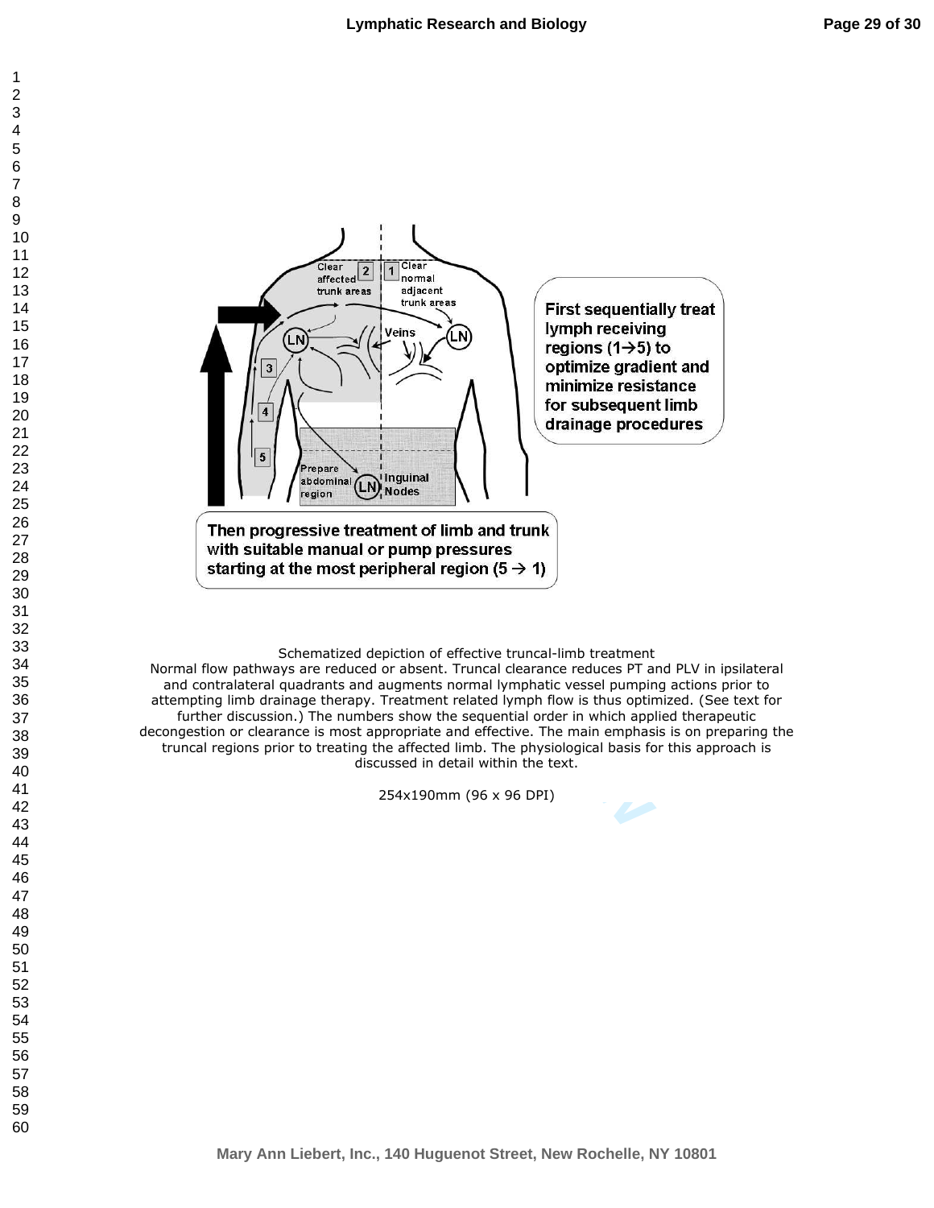Schematized depiction of effective truncal-limb treatment

Normal flow pathways are reduced or absent. Truncal clearance reduces PT and PLV in ipsilateral and contralateral quadrants and augments normal lymphatic vessel pumping actions prior to attempting limb drainage therapy. Treatment related lymph flow is thus optimized. (See text for further discussion.) The numbers show the sequential order in which applied therapeutic decongestion or clearance is most appropriate and effective. The main emphasis is on preparing the truncal regions prior to treating the affected limb. The physiological basis for this approach is discussed in detail within the text.

254x190mm (96 x 96 DPI)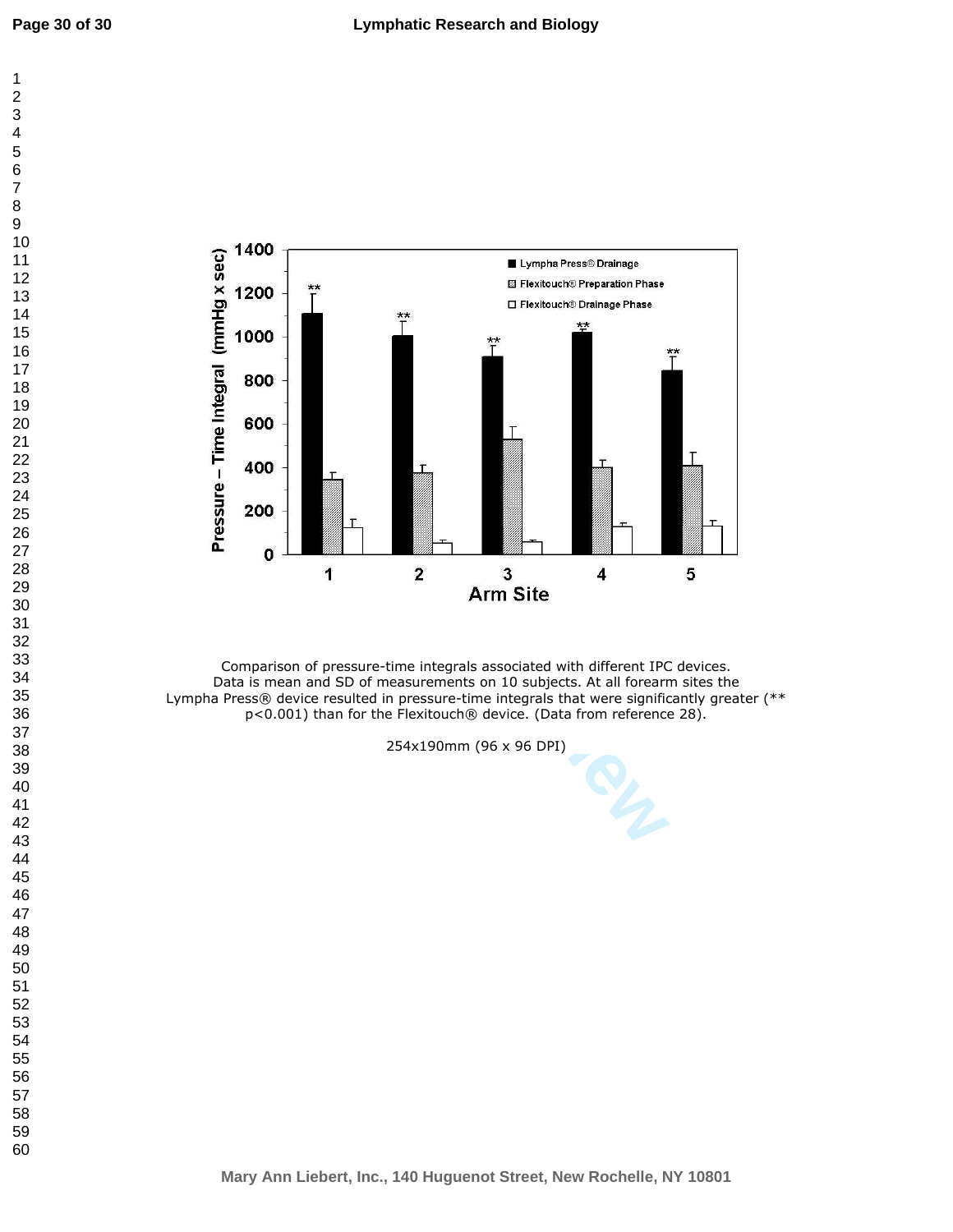Pressure – Time Integral (mmHg x sec)

1400
1200
1000
800
600
400
200
0

Lympha Press® Drainage
Flexitouch® Preparation Phase
Flexitouch® Drainage Phase

**
**
**
**
**

1
2
3
4
5

Arm Site

Comparison of pressure-time integrals associated with different IPC devices. Data is mean and SD of measurements on 10 subjects. At all forearm sites the Lympha Press® device resulted in pressure-time integrals that were significantly greater (** p<0.001) than for the Flexitouch® device. (Data from reference 28).

254x190mm (96 x 96 DPI)